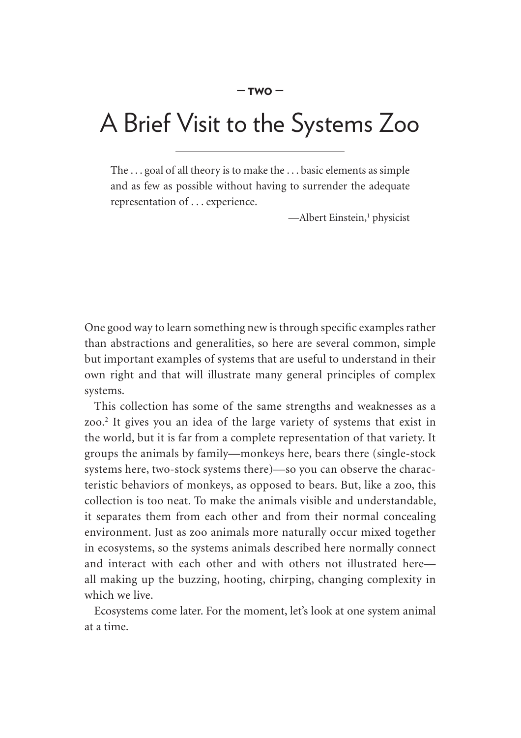— TWO —

# A Brief Visit to the Systems Zoo

> The . . . goal of all theory is to make the . . . basic elements as simple and as few as possible without having to surrender the adequate representation of . . . experience.
>
> —Albert Einstein,[1] physicist

One good way to learn something new is through specific examples rather than abstractions and generalities, so here are several common, simple but important examples of systems that are useful to understand in their own right and that will illustrate many general principles of complex systems.

This collection has some of the same strengths and weaknesses as a zoo.[2] It gives you an idea of the large variety of systems that exist in the world, but it is far from a complete representation of that variety. It groups the animals by family—monkeys here, bears there (single-stock systems here, two-stock systems there)—so you can observe the characteristic behaviors of monkeys, as opposed to bears. But, like a zoo, this collection is too neat. To make the animals visible and understandable, it separates them from each other and from their normal concealing environment. Just as zoo animals more naturally occur mixed together in ecosystems, so the systems animals described here normally connect and interact with each other and with others not illustrated here—all making up the buzzing, hooting, chirping, changing complexity in which we live.

Ecosystems come later. For the moment, let's look at one system animal at a time.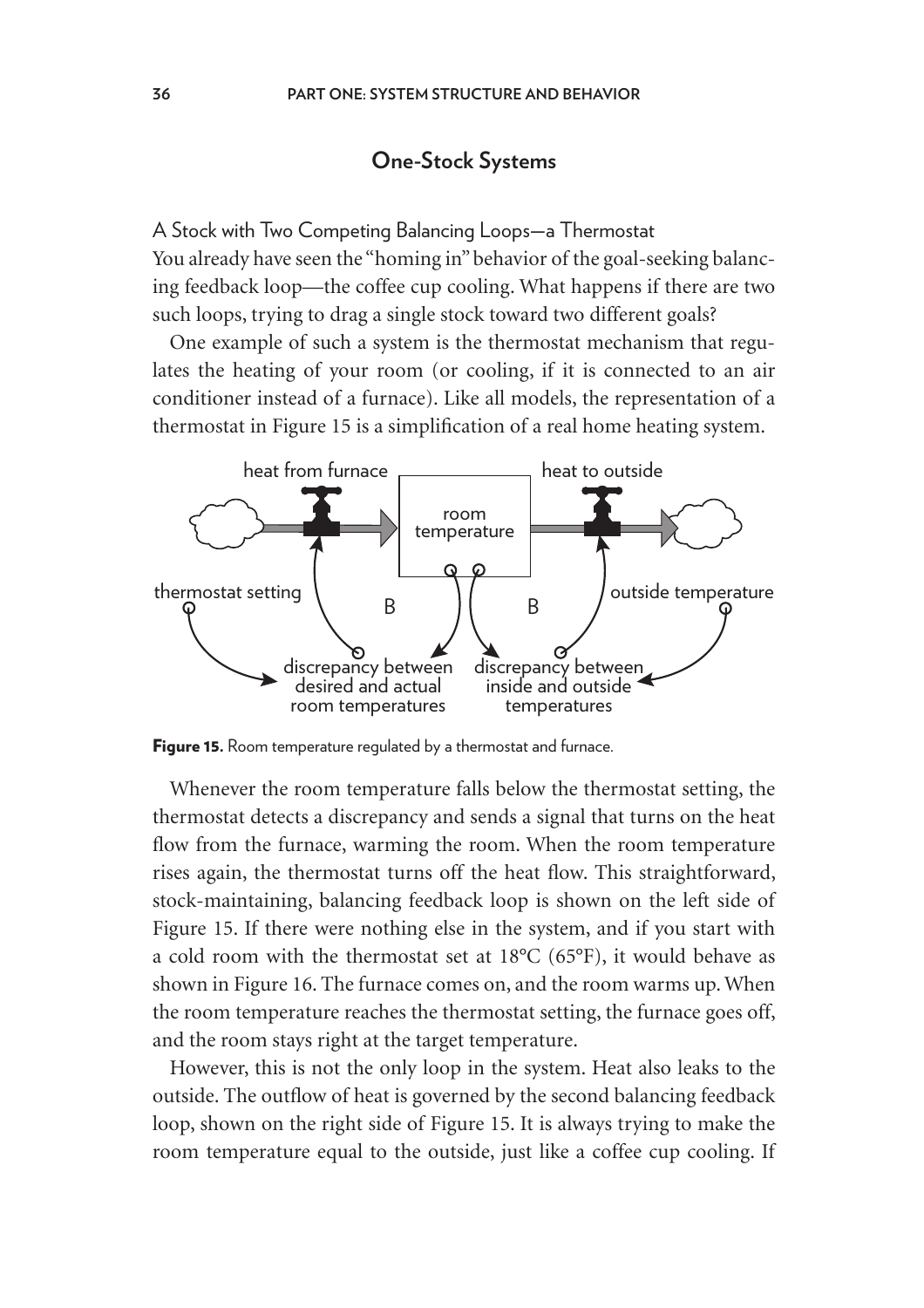## One-Stock Systems

### A Stock with Two Competing Balancing Loops—a Thermostat

You already have seen the "homing in" behavior of the goal-seeking balancing feedback loop—the coffee cup cooling. What happens if there are two such loops, trying to drag a single stock toward two different goals?

One example of such a system is the thermostat mechanism that regulates the heating of your room (or cooling, if it is connected to an air conditioner instead of a furnace). Like all models, the representation of a thermostat in Figure 15 is a simplification of a real home heating system.

**Figure 15.** Room temperature regulated by a thermostat and furnace.

Whenever the room temperature falls below the thermostat setting, the thermostat detects a discrepancy and sends a signal that turns on the heat flow from the furnace, warming the room. When the room temperature rises again, the thermostat turns off the heat flow. This straightforward, stock-maintaining, balancing feedback loop is shown on the left side of Figure 15. If there were nothing else in the system, and if you start with a cold room with the thermostat set at 18°C (65°F), it would behave as shown in Figure 16. The furnace comes on, and the room warms up. When the room temperature reaches the thermostat setting, the furnace goes off, and the room stays right at the target temperature.

However, this is not the only loop in the system. Heat also leaks to the outside. The outflow of heat is governed by the second balancing feedback loop, shown on the right side of Figure 15. It is always trying to make the room temperature equal to the outside, just like a coffee cup cooling. If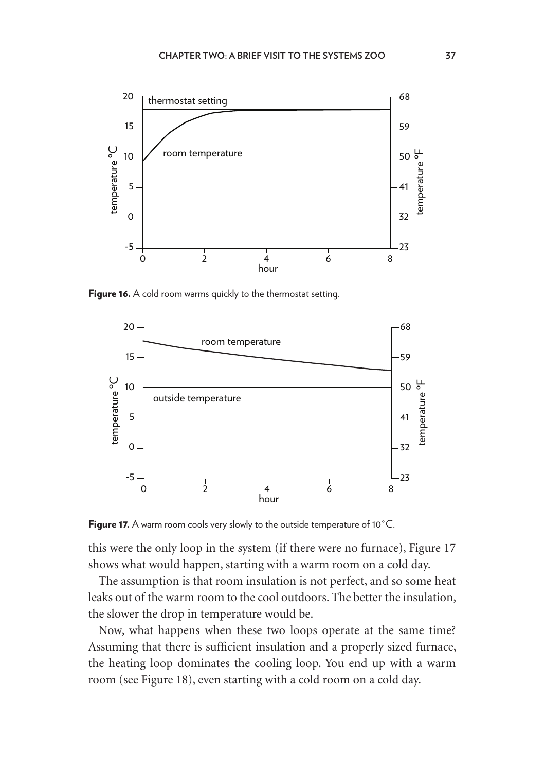**Figure 16.** A cold room warms quickly to the thermostat setting.

**Figure 17.** A warm room cools very slowly to the outside temperature of 10°C.

this were the only loop in the system (if there were no furnace), Figure 17 shows what would happen, starting with a warm room on a cold day.

The assumption is that room insulation is not perfect, and so some heat leaks out of the warm room to the cool outdoors. The better the insulation, the slower the drop in temperature would be.

Now, what happens when these two loops operate at the same time? Assuming that there is sufficient insulation and a properly sized furnace, the heating loop dominates the cooling loop. You end up with a warm room (see Figure 18), even starting with a cold room on a cold day.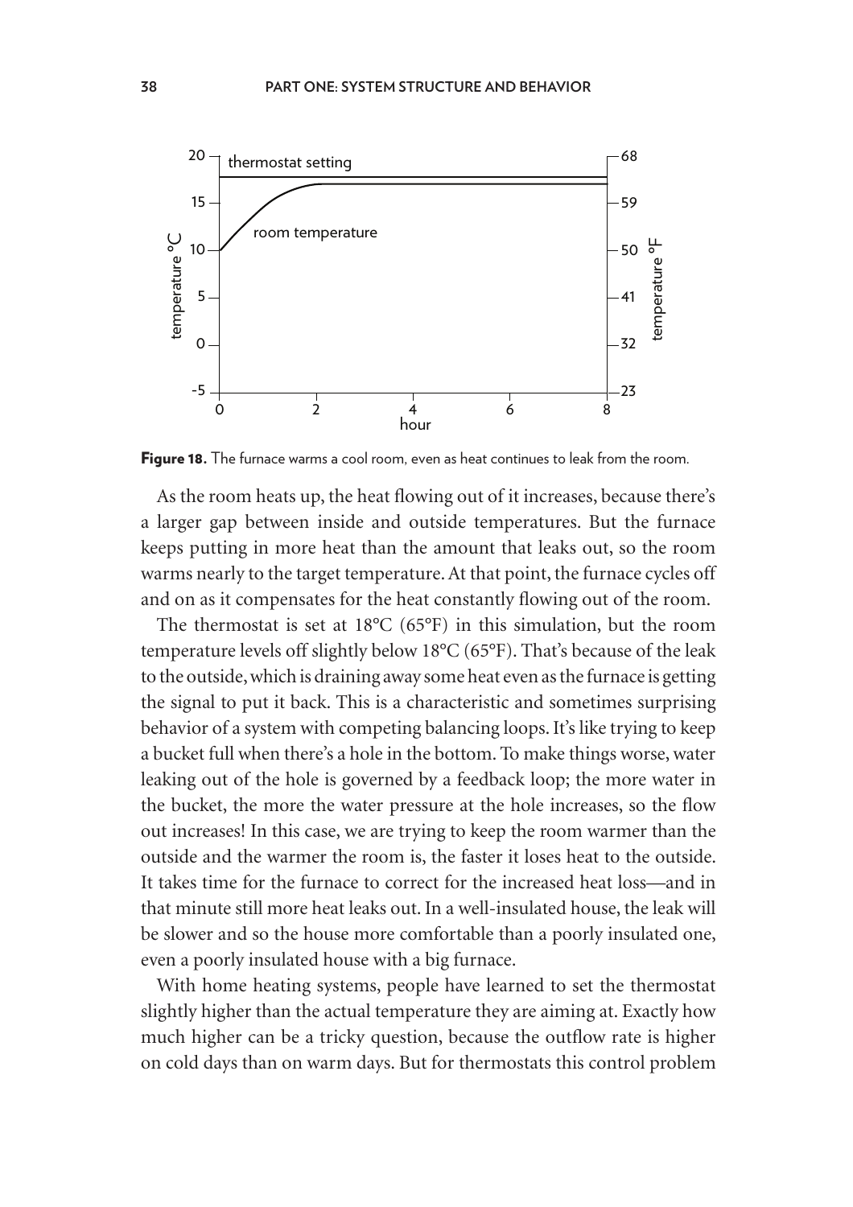Figure 18. The furnace warms a cool room, even as heat continues to leak from the room.

As the room heats up, the heat flowing out of it increases, because there's a larger gap between inside and outside temperatures. But the furnace keeps putting in more heat than the amount that leaks out, so the room warms nearly to the target temperature. At that point, the furnace cycles off and on as it compensates for the heat constantly flowing out of the room.

The thermostat is set at 18°C (65°F) in this simulation, but the room temperature levels off slightly below 18°C (65°F). That's because of the leak to the outside, which is draining away some heat even as the furnace is getting the signal to put it back. This is a characteristic and sometimes surprising behavior of a system with competing balancing loops. It's like trying to keep a bucket full when there's a hole in the bottom. To make things worse, water leaking out of the hole is governed by a feedback loop; the more water in the bucket, the more the water pressure at the hole increases, so the flow out increases! In this case, we are trying to keep the room warmer than the outside and the warmer the room is, the faster it loses heat to the outside. It takes time for the furnace to correct for the increased heat loss—and in that minute still more heat leaks out. In a well-insulated house, the leak will be slower and so the house more comfortable than a poorly insulated one, even a poorly insulated house with a big furnace.

With home heating systems, people have learned to set the thermostat slightly higher than the actual temperature they are aiming at. Exactly how much higher can be a tricky question, because the outflow rate is higher on cold days than on warm days. But for thermostats this control problem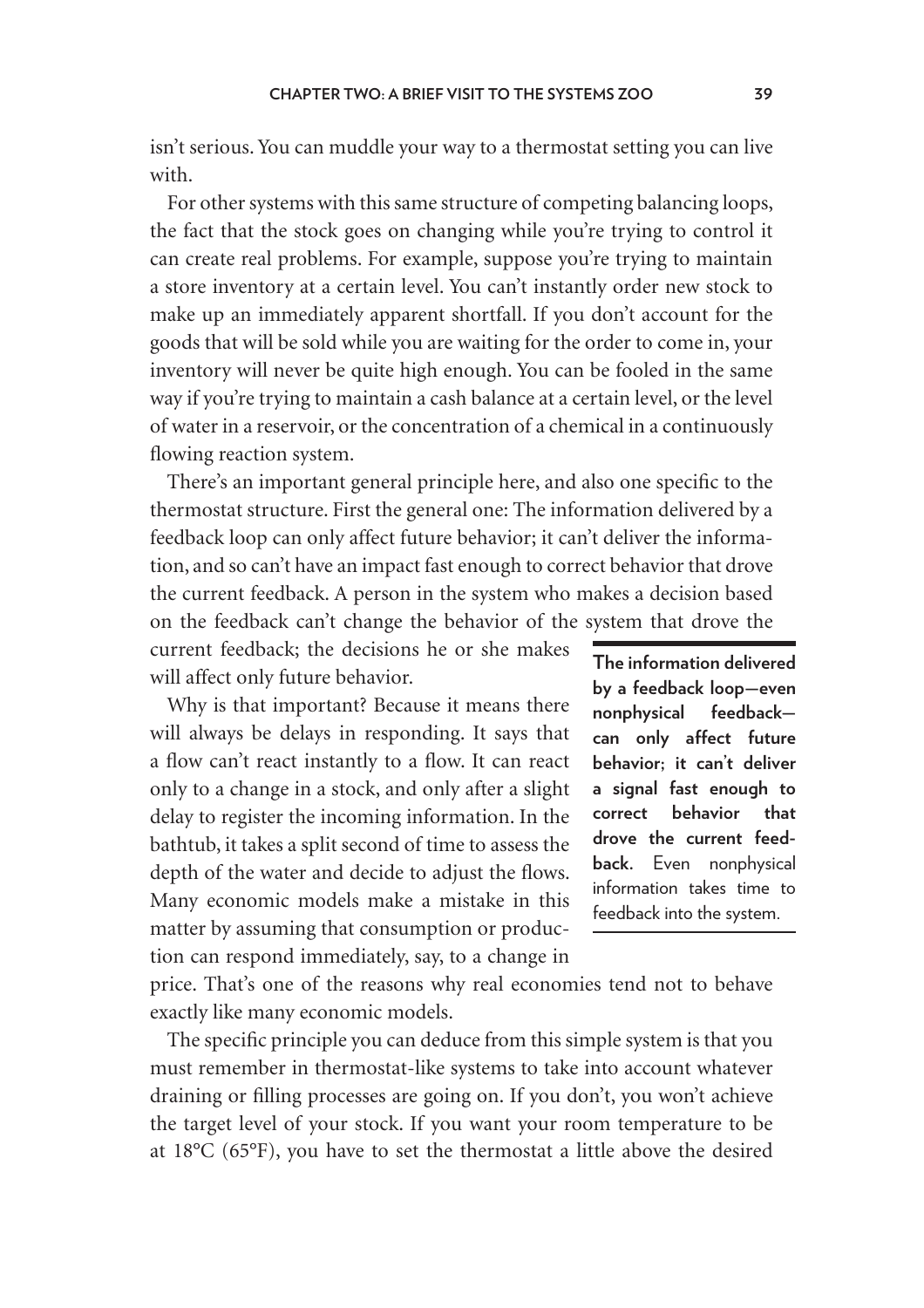isn't serious. You can muddle your way to a thermostat setting you can live with.

For other systems with this same structure of competing balancing loops, the fact that the stock goes on changing while you're trying to control it can create real problems. For example, suppose you're trying to maintain a store inventory at a certain level. You can't instantly order new stock to make up an immediately apparent shortfall. If you don't account for the goods that will be sold while you are waiting for the order to come in, your inventory will never be quite high enough. You can be fooled in the same way if you're trying to maintain a cash balance at a certain level, or the level of water in a reservoir, or the concentration of a chemical in a continuously flowing reaction system.

There's an important general principle here, and also one specific to the thermostat structure. First the general one: The information delivered by a feedback loop can only affect future behavior; it can't deliver the information, and so can't have an impact fast enough to correct behavior that drove the current feedback. A person in the system who makes a decision based on the feedback can't change the behavior of the system that drove the current feedback; the decisions he or she makes will affect only future behavior.

> **The information delivered by a feedback loop—even nonphysical feedback—can only affect future behavior; it can't deliver a signal fast enough to correct behavior that drove the current feedback.** Even nonphysical information takes time to feedback into the system.

Why is that important? Because it means there will always be delays in responding. It says that a flow can't react instantly to a flow. It can react only to a change in a stock, and only after a slight delay to register the incoming information. In the bathtub, it takes a split second of time to assess the depth of the water and decide to adjust the flows. Many economic models make a mistake in this matter by assuming that consumption or production can respond immediately, say, to a change in price. That's one of the reasons why real economies tend not to behave exactly like many economic models.

The specific principle you can deduce from this simple system is that you must remember in thermostat-like systems to take into account whatever draining or filling processes are going on. If you don't, you won't achieve the target level of your stock. If you want your room temperature to be at 18°C (65°F), you have to set the thermostat a little above the desired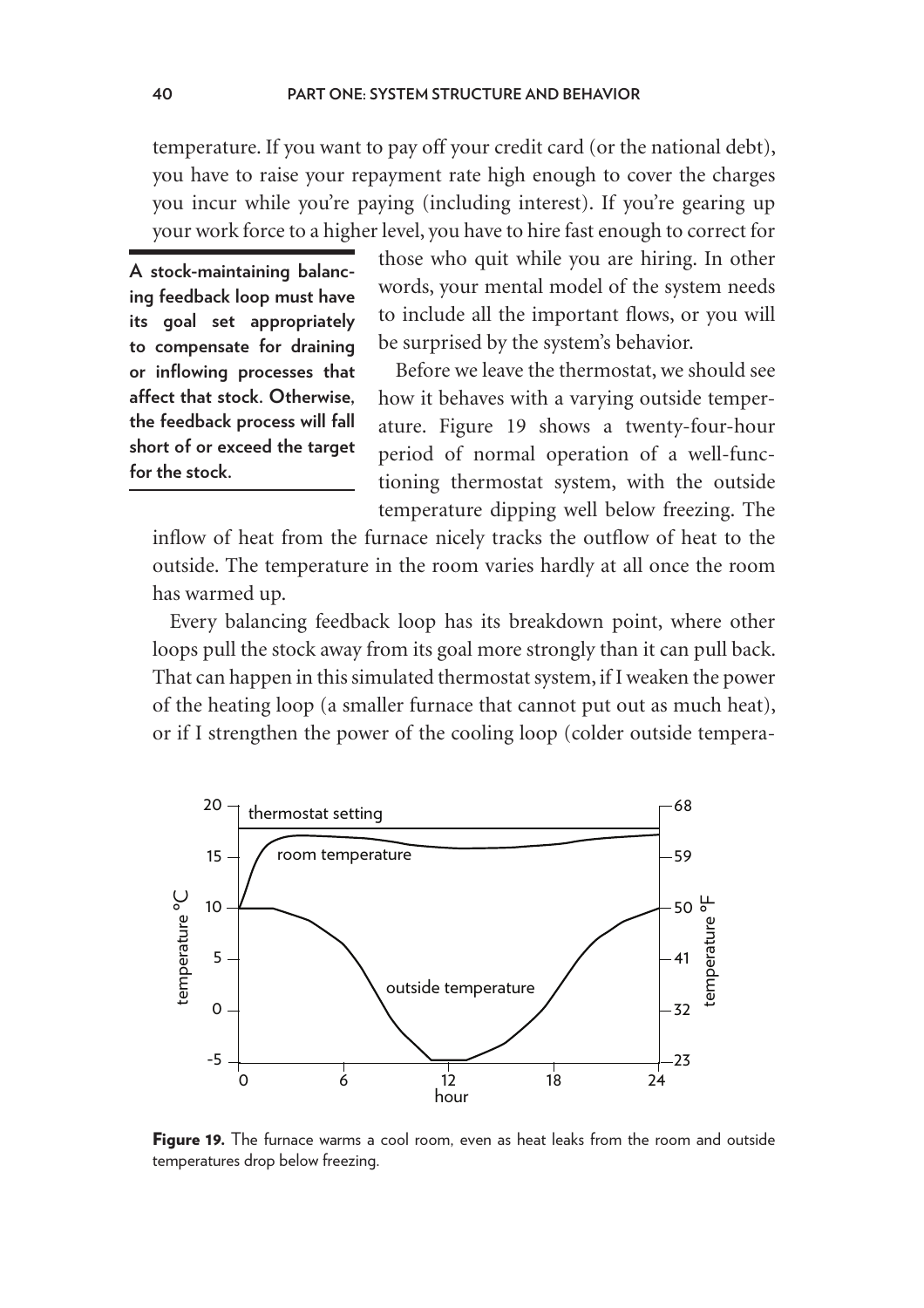temperature. If you want to pay off your credit card (or the national debt), you have to raise your repayment rate high enough to cover the charges you incur while you're paying (including interest). If you're gearing up your work force to a higher level, you have to hire fast enough to correct for those who quit while you are hiring. In other words, your mental model of the system needs to include all the important flows, or you will be surprised by the system's behavior.

> **A stock-maintaining balancing feedback loop must have its goal set appropriately to compensate for draining or inflowing processes that affect that stock. Otherwise, the feedback process will fall short of or exceed the target for the stock.**

Before we leave the thermostat, we should see how it behaves with a varying outside temperature. Figure 19 shows a twenty-four-hour period of normal operation of a well-functioning thermostat system, with the outside temperature dipping well below freezing. The inflow of heat from the furnace nicely tracks the outflow of heat to the outside. The temperature in the room varies hardly at all once the room has warmed up.

Every balancing feedback loop has its breakdown point, where other loops pull the stock away from its goal more strongly than it can pull back. That can happen in this simulated thermostat system, if I weaken the power of the heating loop (a smaller furnace that cannot put out as much heat), or if I strengthen the power of the cooling loop (colder outside tempera-

**Figure 19.** The furnace warms a cool room, even as heat leaks from the room and outside temperatures drop below freezing.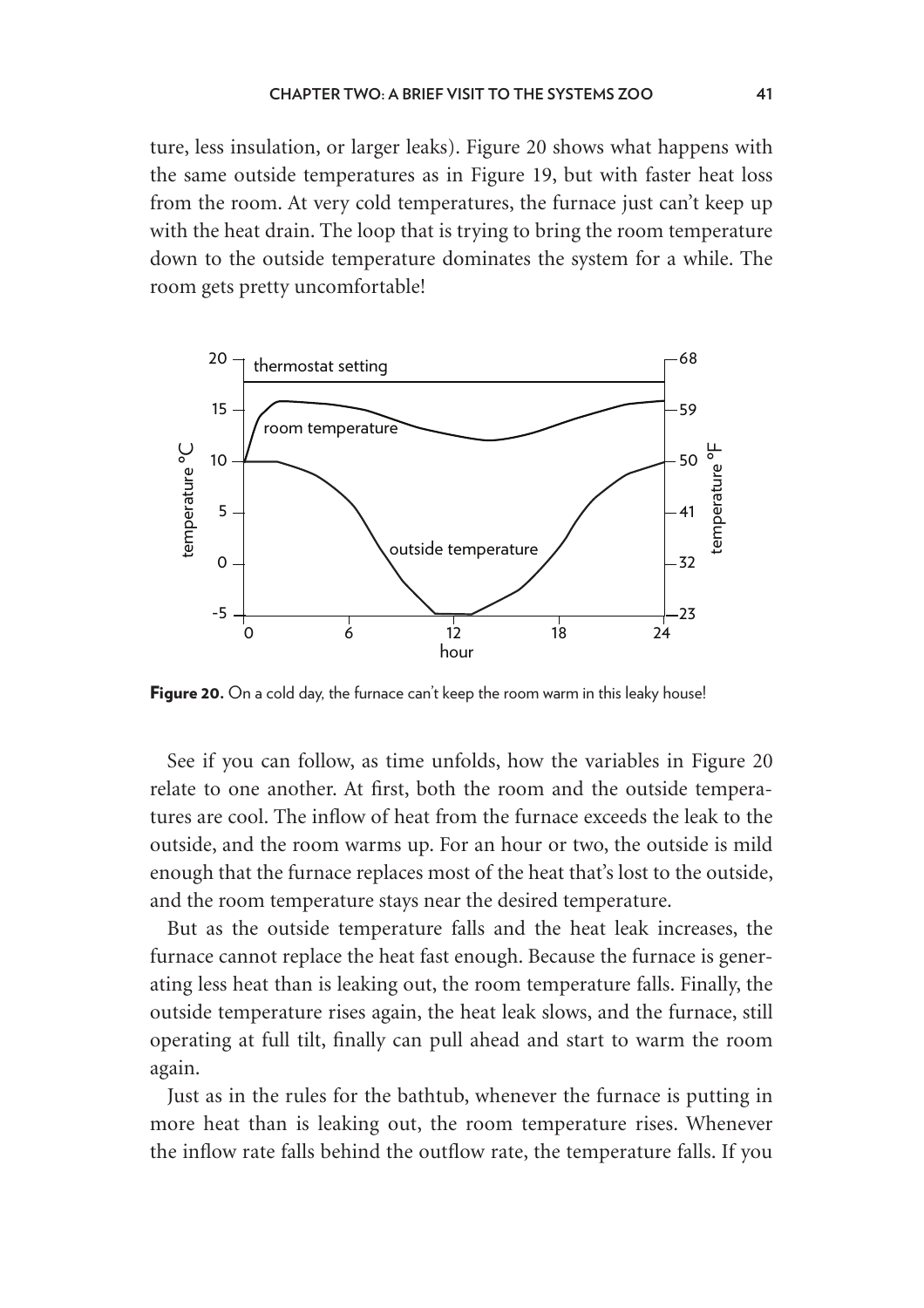ture, less insulation, or larger leaks). Figure 20 shows what happens with the same outside temperatures as in Figure 19, but with faster heat loss from the room. At very cold temperatures, the furnace just can't keep up with the heat drain. The loop that is trying to bring the room temperature down to the outside temperature dominates the system for a while. The room gets pretty uncomfortable!

**Figure 20.** On a cold day, the furnace can't keep the room warm in this leaky house!

See if you can follow, as time unfolds, how the variables in Figure 20 relate to one another. At first, both the room and the outside temperatures are cool. The inflow of heat from the furnace exceeds the leak to the outside, and the room warms up. For an hour or two, the outside is mild enough that the furnace replaces most of the heat that's lost to the outside, and the room temperature stays near the desired temperature.

But as the outside temperature falls and the heat leak increases, the furnace cannot replace the heat fast enough. Because the furnace is generating less heat than is leaking out, the room temperature falls. Finally, the outside temperature rises again, the heat leak slows, and the furnace, still operating at full tilt, finally can pull ahead and start to warm the room again.

Just as in the rules for the bathtub, whenever the furnace is putting in more heat than is leaking out, the room temperature rises. Whenever the inflow rate falls behind the outflow rate, the temperature falls. If you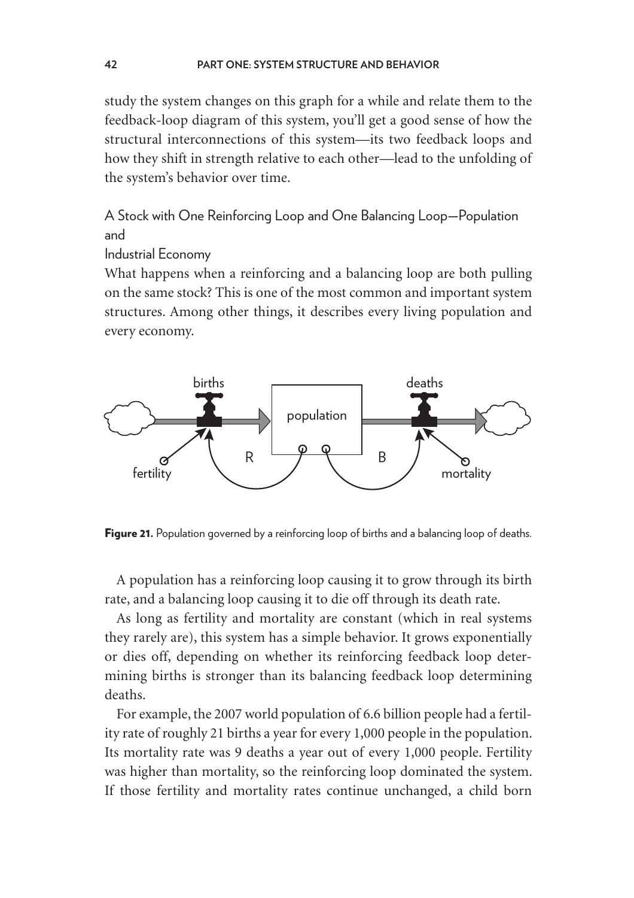study the system changes on this graph for a while and relate them to the feedback-loop diagram of this system, you'll get a good sense of how the structural interconnections of this system—its two feedback loops and how they shift in strength relative to each other—lead to the unfolding of the system's behavior over time.

## A Stock with One Reinforcing Loop and One Balancing Loop—Population and Industrial Economy

What happens when a reinforcing and a balancing loop are both pulling on the same stock? This is one of the most common and important system structures. Among other things, it describes every living population and every economy.

**Figure 21.** Population governed by a reinforcing loop of births and a balancing loop of deaths.

A population has a reinforcing loop causing it to grow through its birth rate, and a balancing loop causing it to die off through its death rate.

As long as fertility and mortality are constant (which in real systems they rarely are), this system has a simple behavior. It grows exponentially or dies off, depending on whether its reinforcing feedback loop determining births is stronger than its balancing feedback loop determining deaths.

For example, the 2007 world population of 6.6 billion people had a fertility rate of roughly 21 births a year for every 1,000 people in the population. Its mortality rate was 9 deaths a year out of every 1,000 people. Fertility was higher than mortality, so the reinforcing loop dominated the system. If those fertility and mortality rates continue unchanged, a child born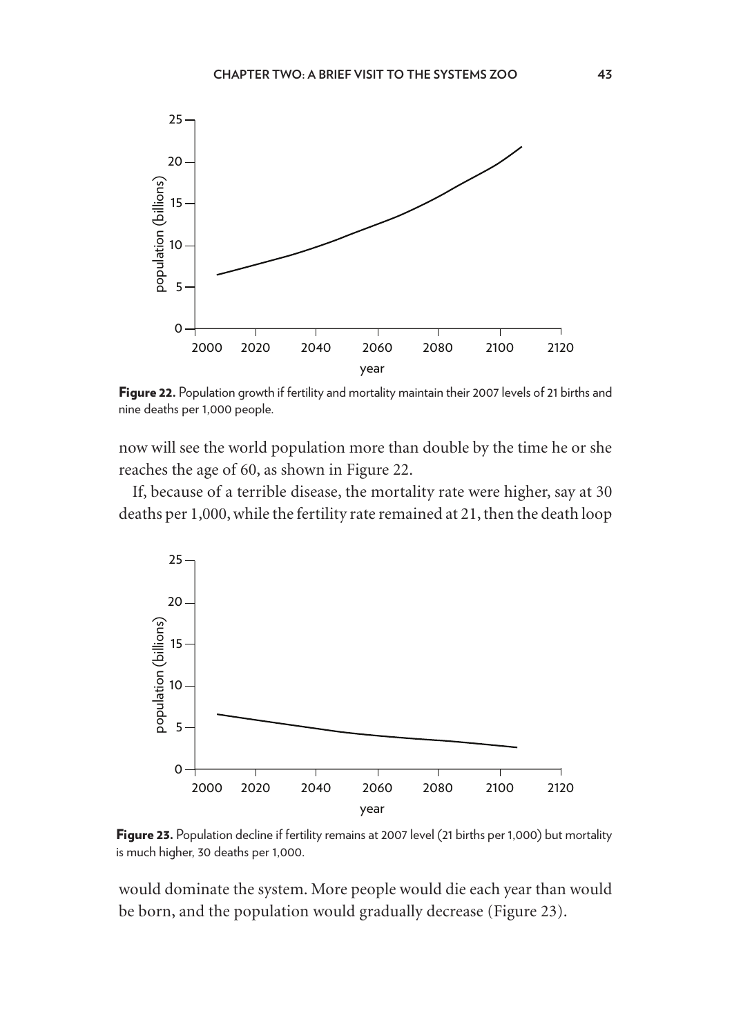**Figure 22.** Population growth if fertility and mortality maintain their 2007 levels of 21 births and nine deaths per 1,000 people.

now will see the world population more than double by the time he or she reaches the age of 60, as shown in Figure 22.

If, because of a terrible disease, the mortality rate were higher, say at 30 deaths per 1,000, while the fertility rate remained at 21, then the death loop

**Figure 23.** Population decline if fertility remains at 2007 level (21 births per 1,000) but mortality is much higher, 30 deaths per 1,000.

would dominate the system. More people would die each year than would be born, and the population would gradually decrease (Figure 23).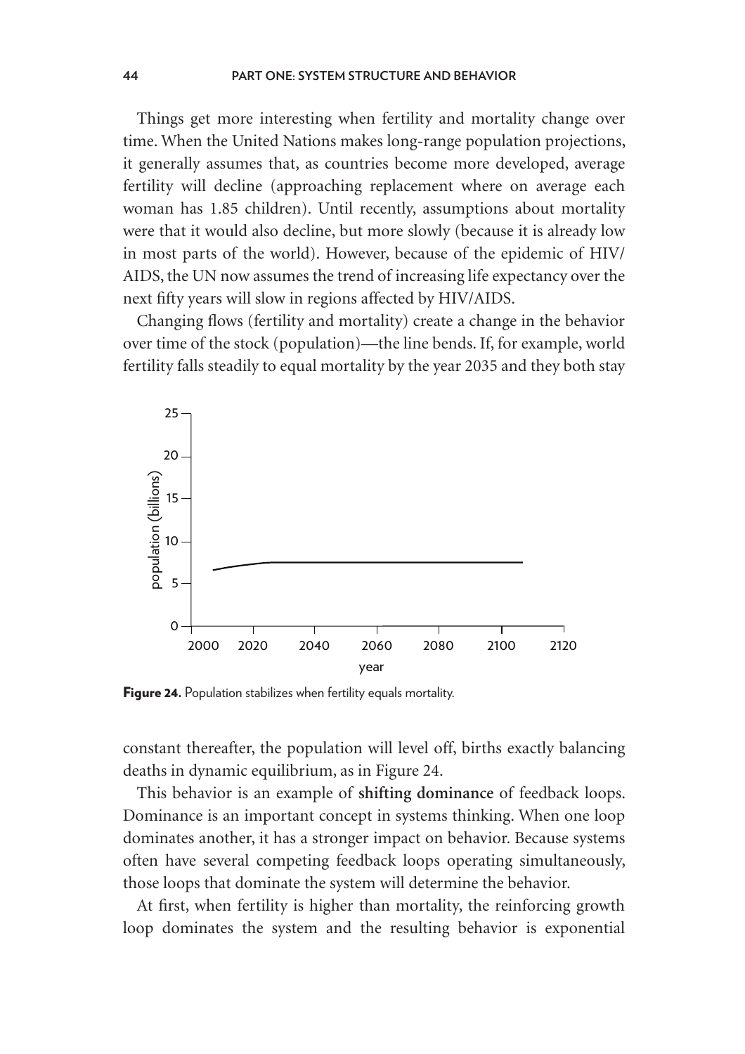Things get more interesting when fertility and mortality change over time. When the United Nations makes long-range population projections, it generally assumes that, as countries become more developed, average fertility will decline (approaching replacement where on average each woman has 1.85 children). Until recently, assumptions about mortality were that it would also decline, but more slowly (because it is already low in most parts of the world). However, because of the epidemic of HIV/AIDS, the UN now assumes the trend of increasing life expectancy over the next fifty years will slow in regions affected by HIV/AIDS.

Changing flows (fertility and mortality) create a change in the behavior over time of the stock (population)—the line bends. If, for example, world fertility falls steadily to equal mortality by the year 2035 and they both stay constant thereafter, the population will level off, births exactly balancing deaths in dynamic equilibrium, as in Figure 24.

**Figure 24.** Population stabilizes when fertility equals mortality.

This behavior is an example of **shifting dominance** of feedback loops. Dominance is an important concept in systems thinking. When one loop dominates another, it has a stronger impact on behavior. Because systems often have several competing feedback loops operating simultaneously, those loops that dominate the system will determine the behavior.

At first, when fertility is higher than mortality, the reinforcing growth loop dominates the system and the resulting behavior is exponential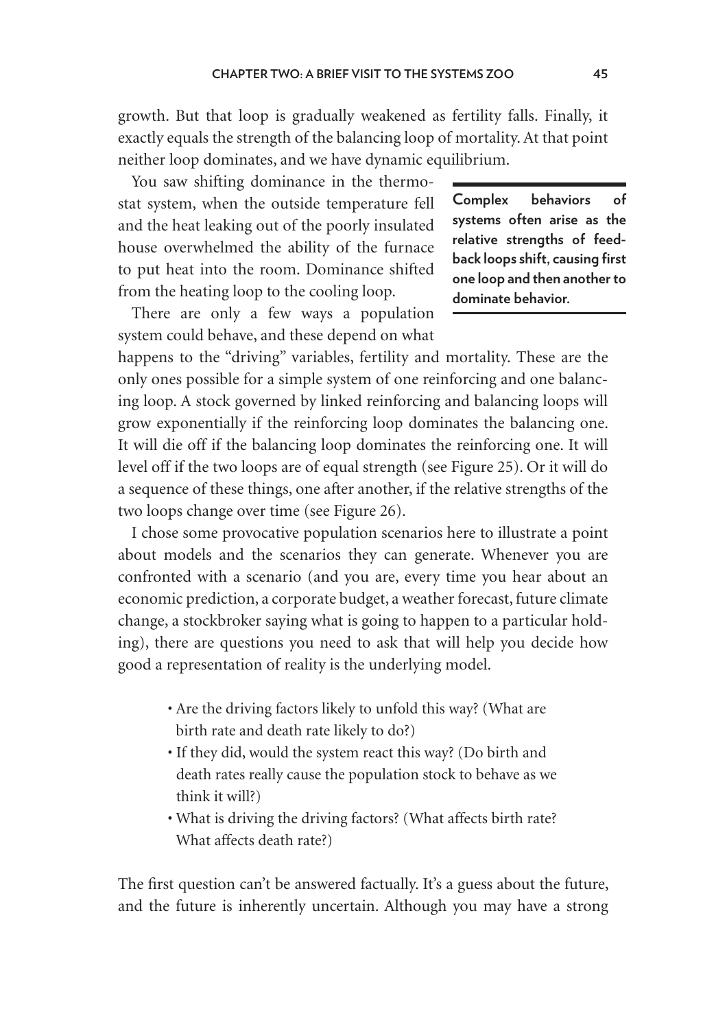growth. But that loop is gradually weakened as fertility falls. Finally, it exactly equals the strength of the balancing loop of mortality. At that point neither loop dominates, and we have dynamic equilibrium.

You saw shifting dominance in the thermostat system, when the outside temperature fell and the heat leaking out of the poorly insulated house overwhelmed the ability of the furnace to put heat into the room. Dominance shifted from the heating loop to the cooling loop.

**Complex behaviors of systems often arise as the relative strengths of feedback loops shift, causing first one loop and then another to dominate behavior.**

There are only a few ways a population system could behave, and these depend on what happens to the "driving" variables, fertility and mortality. These are the only ones possible for a simple system of one reinforcing and one balancing loop. A stock governed by linked reinforcing and balancing loops will grow exponentially if the reinforcing loop dominates the balancing one. It will die off if the balancing loop dominates the reinforcing one. It will level off if the two loops are of equal strength (see Figure 25). Or it will do a sequence of these things, one after another, if the relative strengths of the two loops change over time (see Figure 26).

I chose some provocative population scenarios here to illustrate a point about models and the scenarios they can generate. Whenever you are confronted with a scenario (and you are, every time you hear about an economic prediction, a corporate budget, a weather forecast, future climate change, a stockbroker saying what is going to happen to a particular holding), there are questions you need to ask that will help you decide how good a representation of reality is the underlying model.

- Are the driving factors likely to unfold this way? (What are birth rate and death rate likely to do?)
- If they did, would the system react this way? (Do birth and death rates really cause the population stock to behave as we think it will?)
- What is driving the driving factors? (What affects birth rate? What affects death rate?)

The first question can't be answered factually. It's a guess about the future, and the future is inherently uncertain. Although you may have a strong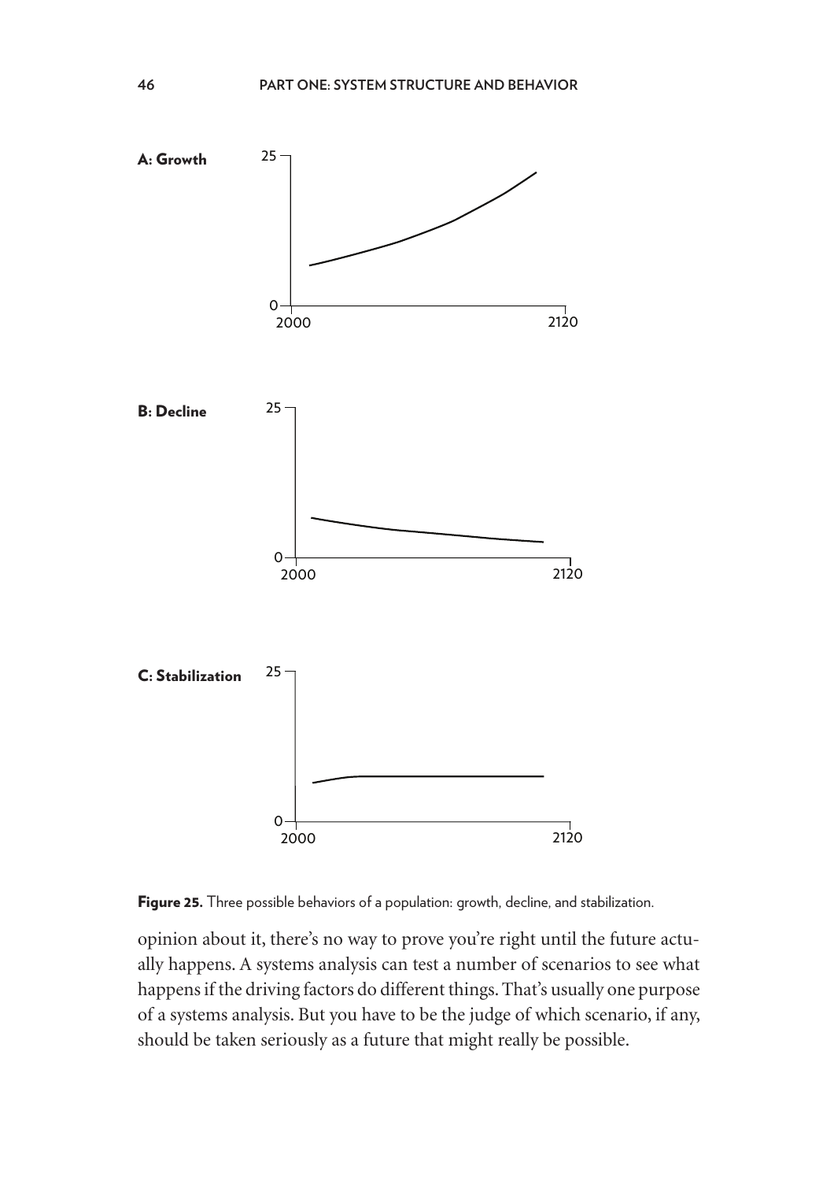A: Growth

B: Decline

C: Stabilization

**Figure 25.** Three possible behaviors of a population: growth, decline, and stabilization.

opinion about it, there's no way to prove you're right until the future actually happens. A systems analysis can test a number of scenarios to see what happens if the driving factors do different things. That's usually one purpose of a systems analysis. But you have to be the judge of which scenario, if any, should be taken seriously as a future that might really be possible.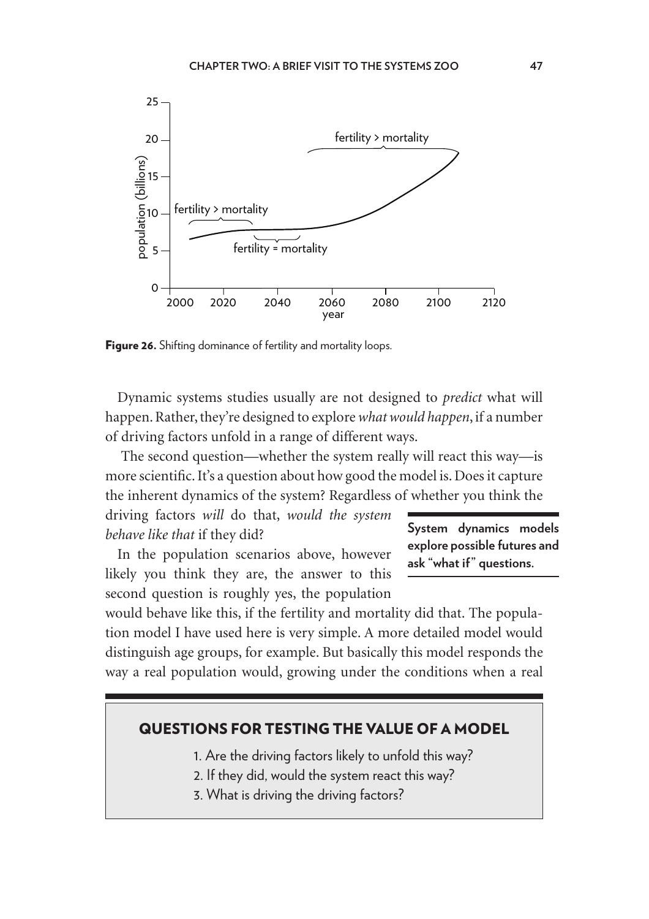Figure 26. Shifting dominance of fertility and mortality loops.

Dynamic systems studies usually are not designed to *predict* what will happen. Rather, they're designed to explore *what would happen*, if a number of driving factors unfold in a range of different ways.

The second question—whether the system really will react this way—is more scientific. It's a question about how good the model is. Does it capture the inherent dynamics of the system? Regardless of whether you think the driving factors *will* do that, *would the system behave like that* if they did?

**System dynamics models explore possible futures and ask "what if" questions.**

In the population scenarios above, however likely you think they are, the answer to this second question is roughly yes, the population would behave like this, if the fertility and mortality did that. The population model I have used here is very simple. A more detailed model would distinguish age groups, for example. But basically this model responds the way a real population would, growing under the conditions when a real

## QUESTIONS FOR TESTING THE VALUE OF A MODEL

1. Are the driving factors likely to unfold this way?
2. If they did, would the system react this way?
3. What is driving the driving factors?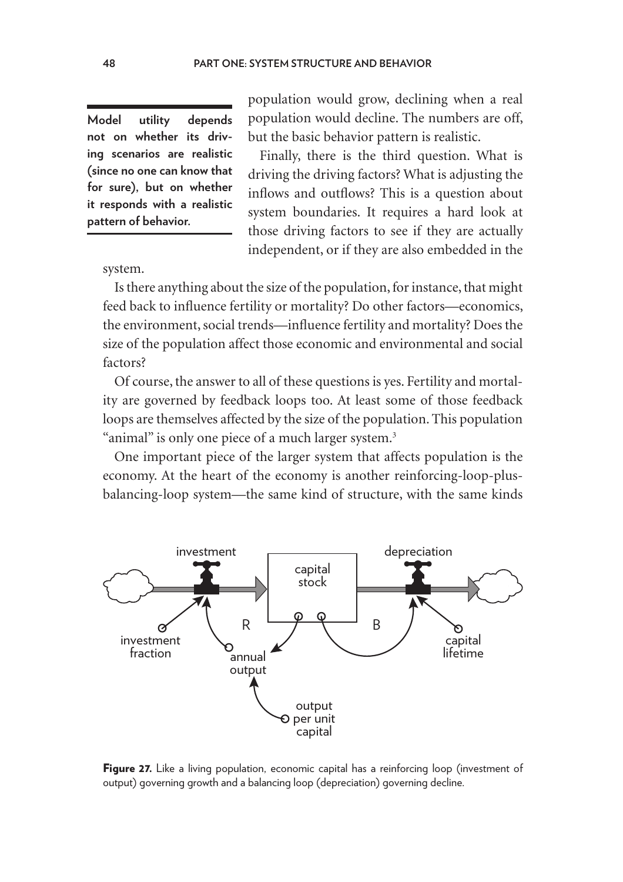population would grow, declining when a real population would decline. The numbers are off, but the basic behavior pattern is realistic.

> **Model utility depends not on whether its driving scenarios are realistic (since no one can know that for sure), but on whether it responds with a realistic pattern of behavior.**

Finally, there is the third question. What is driving the driving factors? What is adjusting the inflows and outflows? This is a question about system boundaries. It requires a hard look at those driving factors to see if they are actually independent, or if they are also embedded in the system.

Is there anything about the size of the population, for instance, that might feed back to influence fertility or mortality? Do other factors—economics, the environment, social trends—influence fertility and mortality? Does the size of the population affect those economic and environmental and social factors?

Of course, the answer to all of these questions is yes. Fertility and mortality are governed by feedback loops too. At least some of those feedback loops are themselves affected by the size of the population. This population "animal" is only one piece of a much larger system.[3]

One important piece of the larger system that affects population is the economy. At the heart of the economy is another reinforcing-loop-plus-balancing-loop system—the same kind of structure, with the same kinds

**Figure 27.** Like a living population, economic capital has a reinforcing loop (investment of output) governing growth and a balancing loop (depreciation) governing decline.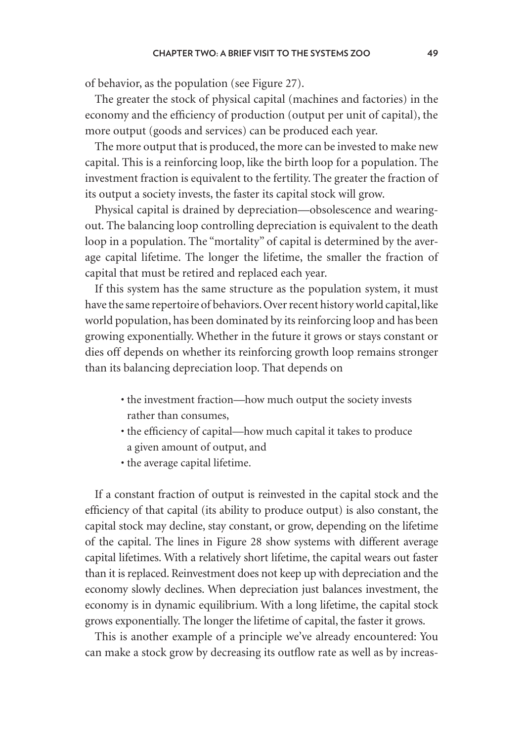of behavior, as the population (see Figure 27).

The greater the stock of physical capital (machines and factories) in the economy and the efficiency of production (output per unit of capital), the more output (goods and services) can be produced each year.

The more output that is produced, the more can be invested to make new capital. This is a reinforcing loop, like the birth loop for a population. The investment fraction is equivalent to the fertility. The greater the fraction of its output a society invests, the faster its capital stock will grow.

Physical capital is drained by depreciation—obsolescence and wearing-out. The balancing loop controlling depreciation is equivalent to the death loop in a population. The "mortality" of capital is determined by the average capital lifetime. The longer the lifetime, the smaller the fraction of capital that must be retired and replaced each year.

If this system has the same structure as the population system, it must have the same repertoire of behaviors. Over recent history world capital, like world population, has been dominated by its reinforcing loop and has been growing exponentially. Whether in the future it grows or stays constant or dies off depends on whether its reinforcing growth loop remains stronger than its balancing depreciation loop. That depends on

- the investment fraction—how much output the society invests rather than consumes,
- the efficiency of capital—how much capital it takes to produce a given amount of output, and
- the average capital lifetime.

If a constant fraction of output is reinvested in the capital stock and the efficiency of that capital (its ability to produce output) is also constant, the capital stock may decline, stay constant, or grow, depending on the lifetime of the capital. The lines in Figure 28 show systems with different average capital lifetimes. With a relatively short lifetime, the capital wears out faster than it is replaced. Reinvestment does not keep up with depreciation and the economy slowly declines. When depreciation just balances investment, the economy is in dynamic equilibrium. With a long lifetime, the capital stock grows exponentially. The longer the lifetime of capital, the faster it grows.

This is another example of a principle we've already encountered: You can make a stock grow by decreasing its outflow rate as well as by increas-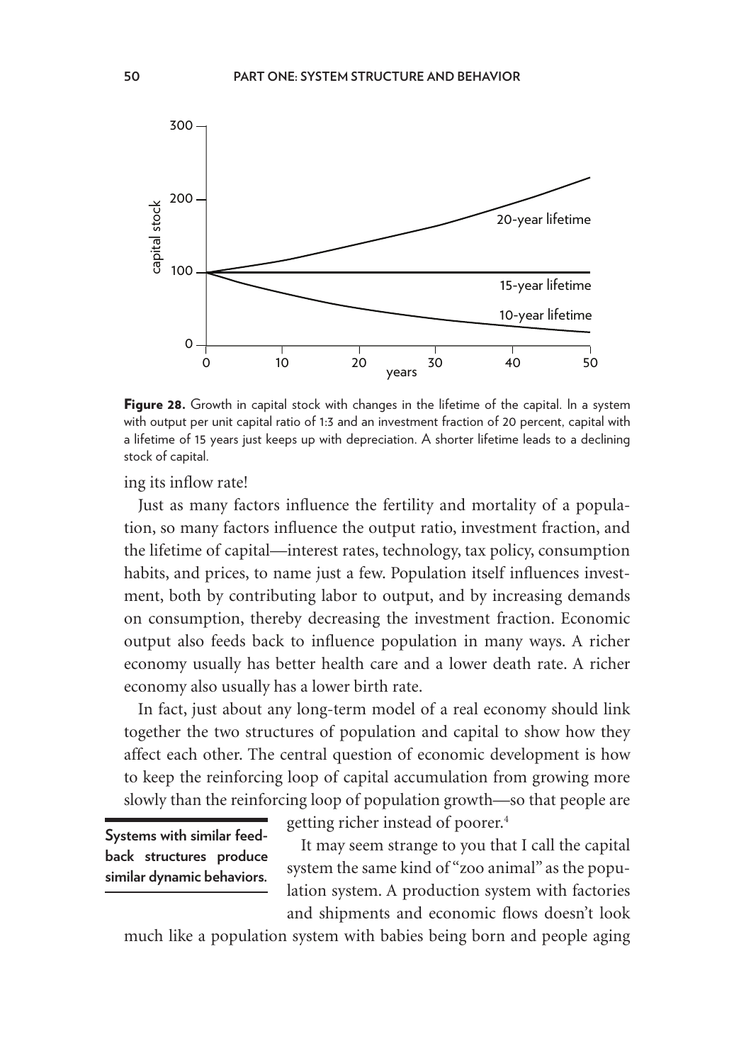**Figure 28.** Growth in capital stock with changes in the lifetime of the capital. In a system with output per unit capital ratio of 1:3 and an investment fraction of 20 percent, capital with a lifetime of 15 years just keeps up with depreciation. A shorter lifetime leads to a declining stock of capital.

ing its inflow rate!

Just as many factors influence the fertility and mortality of a population, so many factors influence the output ratio, investment fraction, and the lifetime of capital—interest rates, technology, tax policy, consumption habits, and prices, to name just a few. Population itself influences investment, both by contributing labor to output, and by increasing demands on consumption, thereby decreasing the investment fraction. Economic output also feeds back to influence population in many ways. A richer economy usually has better health care and a lower death rate. A richer economy also usually has a lower birth rate.

In fact, just about any long-term model of a real economy should link together the two structures of population and capital to show how they affect each other. The central question of economic development is how to keep the reinforcing loop of capital accumulation from growing more slowly than the reinforcing loop of population growth—so that people are getting richer instead of poorer.[4]

**Systems with similar feedback structures produce similar dynamic behaviors.**

It may seem strange to you that I call the capital system the same kind of "zoo animal" as the population system. A production system with factories and shipments and economic flows doesn't look much like a population system with babies being born and people aging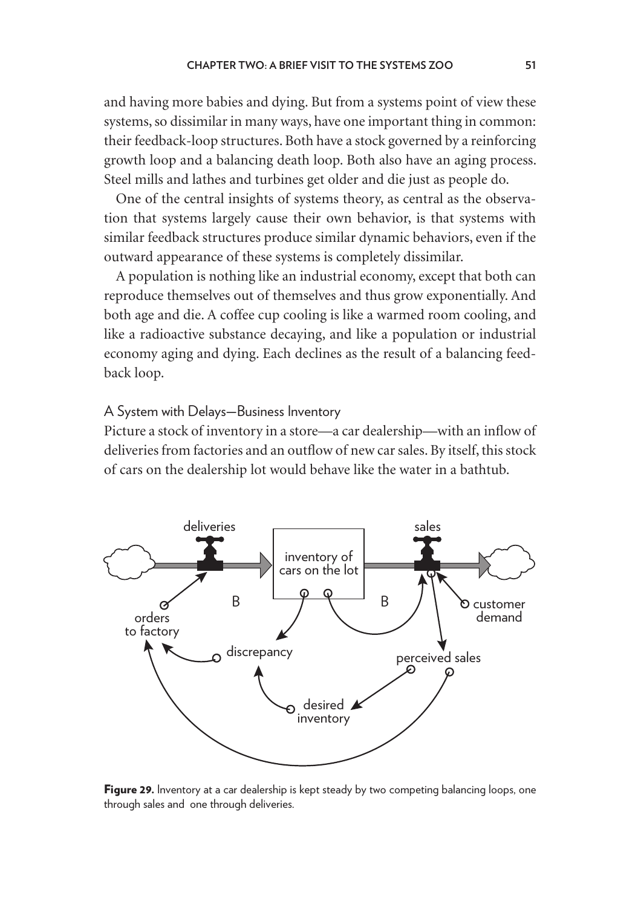and having more babies and dying. But from a systems point of view these systems, so dissimilar in many ways, have one important thing in common: their feedback-loop structures. Both have a stock governed by a reinforcing growth loop and a balancing death loop. Both also have an aging process. Steel mills and lathes and turbines get older and die just as people do.

One of the central insights of systems theory, as central as the observation that systems largely cause their own behavior, is that systems with similar feedback structures produce similar dynamic behaviors, even if the outward appearance of these systems is completely dissimilar.

A population is nothing like an industrial economy, except that both can reproduce themselves out of themselves and thus grow exponentially. And both age and die. A coffee cup cooling is like a warmed room cooling, and like a radioactive substance decaying, and like a population or industrial economy aging and dying. Each declines as the result of a balancing feedback loop.

## A System with Delays—Business Inventory

Picture a stock of inventory in a store—a car dealership—with an inflow of deliveries from factories and an outflow of new car sales. By itself, this stock of cars on the dealership lot would behave like the water in a bathtub.

**Figure 29.** Inventory at a car dealership is kept steady by two competing balancing loops, one through sales and one through deliveries.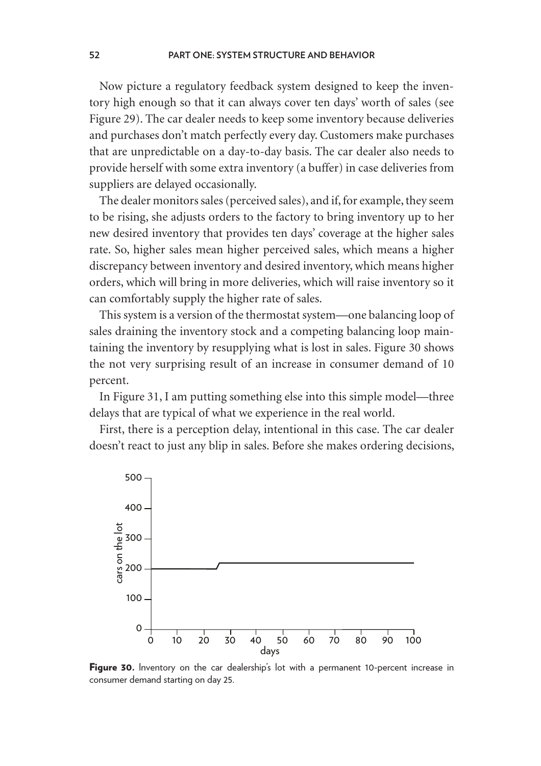Now picture a regulatory feedback system designed to keep the inventory high enough so that it can always cover ten days' worth of sales (see Figure 29). The car dealer needs to keep some inventory because deliveries and purchases don't match perfectly every day. Customers make purchases that are unpredictable on a day-to-day basis. The car dealer also needs to provide herself with some extra inventory (a buffer) in case deliveries from suppliers are delayed occasionally.

The dealer monitors sales (perceived sales), and if, for example, they seem to be rising, she adjusts orders to the factory to bring inventory up to her new desired inventory that provides ten days' coverage at the higher sales rate. So, higher sales mean higher perceived sales, which means a higher discrepancy between inventory and desired inventory, which means higher orders, which will bring in more deliveries, which will raise inventory so it can comfortably supply the higher rate of sales.

This system is a version of the thermostat system—one balancing loop of sales draining the inventory stock and a competing balancing loop maintaining the inventory by resupplying what is lost in sales. Figure 30 shows the not very surprising result of an increase in consumer demand of 10 percent.

In Figure 31, I am putting something else into this simple model—three delays that are typical of what we experience in the real world.

First, there is a perception delay, intentional in this case. The car dealer doesn't react to just any blip in sales. Before she makes ordering decisions,

**Figure 30.** Inventory on the car dealership's lot with a permanent 10-percent increase in consumer demand starting on day 25.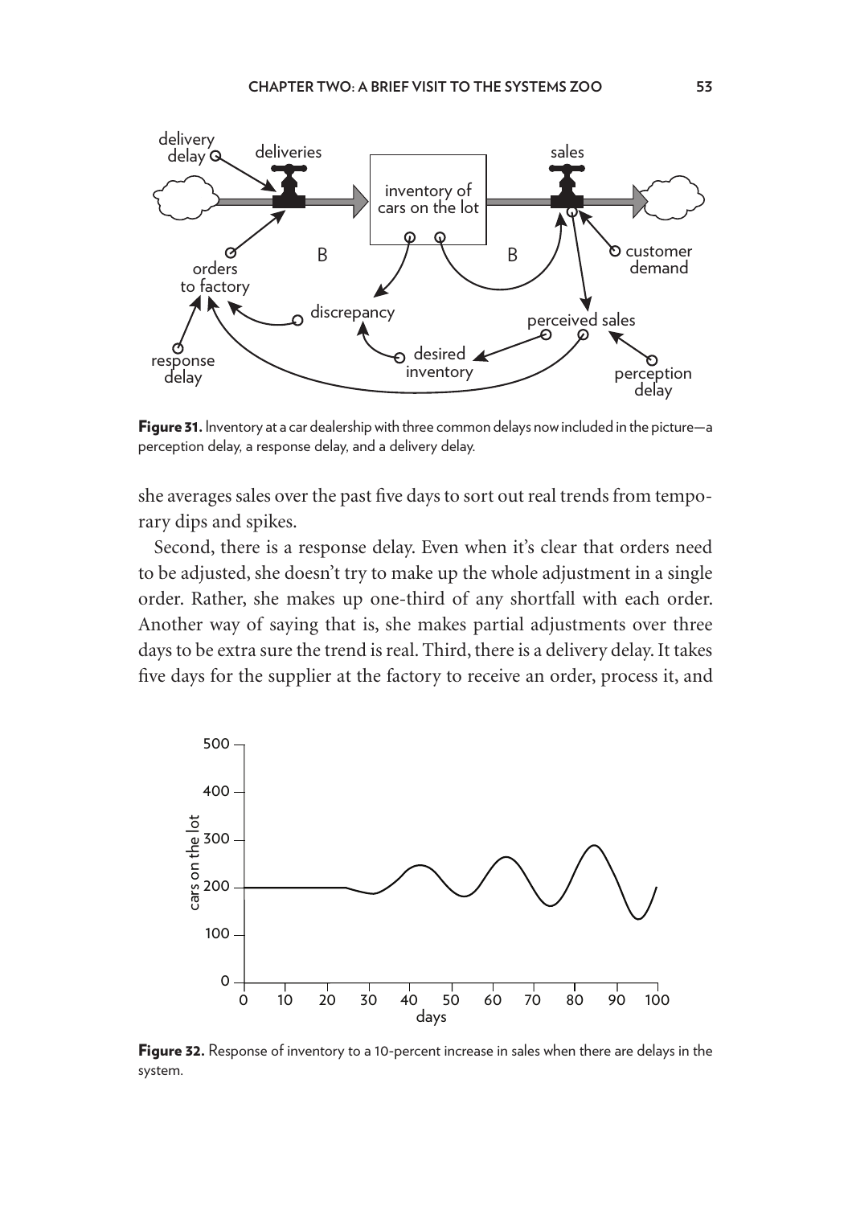Figure 31. Inventory at a car dealership with three common delays now included in the picture—a perception delay, a response delay, and a delivery delay.

she averages sales over the past five days to sort out real trends from temporary dips and spikes.

Second, there is a response delay. Even when it's clear that orders need to be adjusted, she doesn't try to make up the whole adjustment in a single order. Rather, she makes up one-third of any shortfall with each order. Another way of saying that is, she makes partial adjustments over three days to be extra sure the trend is real. Third, there is a delivery delay. It takes five days for the supplier at the factory to receive an order, process it, and

Figure 32. Response of inventory to a 10-percent increase in sales when there are delays in the system.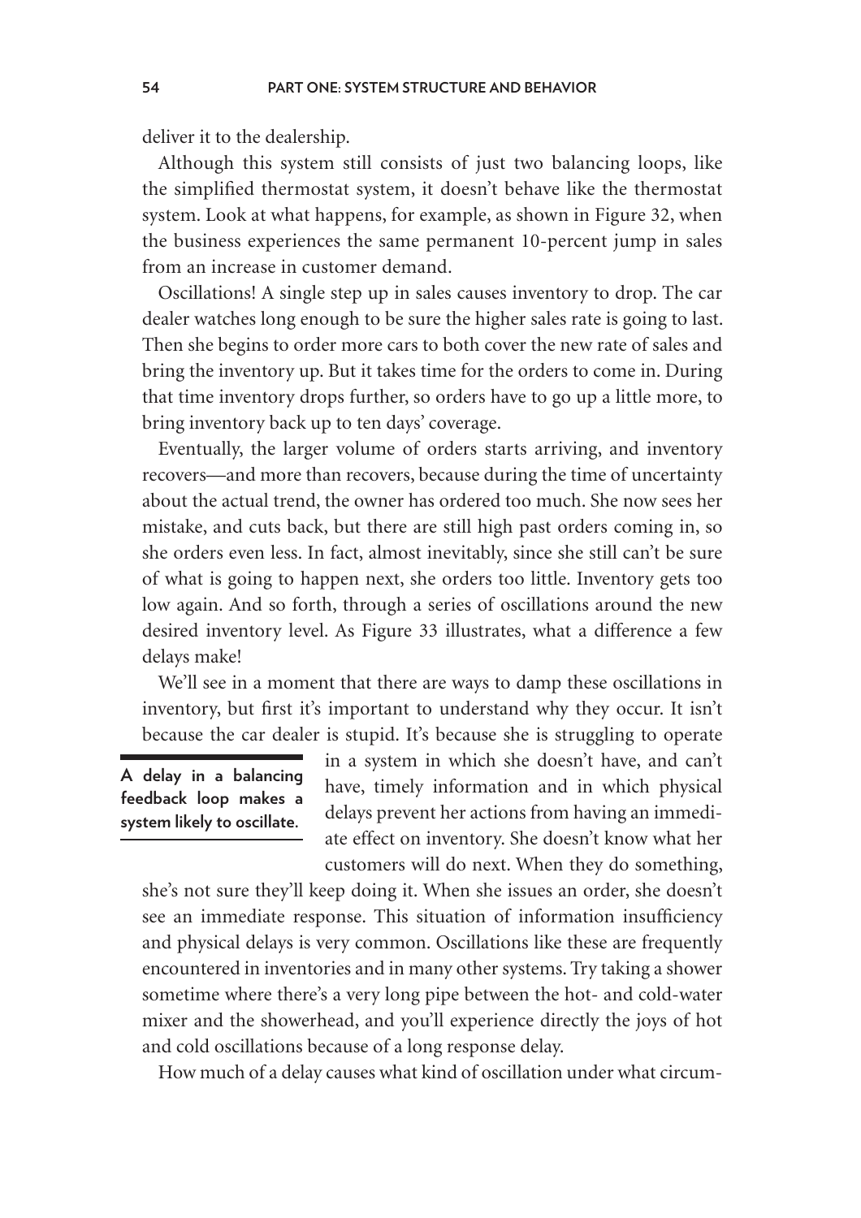deliver it to the dealership.

Although this system still consists of just two balancing loops, like the simplified thermostat system, it doesn't behave like the thermostat system. Look at what happens, for example, as shown in Figure 32, when the business experiences the same permanent 10-percent jump in sales from an increase in customer demand.

Oscillations! A single step up in sales causes inventory to drop. The car dealer watches long enough to be sure the higher sales rate is going to last. Then she begins to order more cars to both cover the new rate of sales and bring the inventory up. But it takes time for the orders to come in. During that time inventory drops further, so orders have to go up a little more, to bring inventory back up to ten days' coverage.

Eventually, the larger volume of orders starts arriving, and inventory recovers—and more than recovers, because during the time of uncertainty about the actual trend, the owner has ordered too much. She now sees her mistake, and cuts back, but there are still high past orders coming in, so she orders even less. In fact, almost inevitably, since she still can't be sure of what is going to happen next, she orders too little. Inventory gets too low again. And so forth, through a series of oscillations around the new desired inventory level. As Figure 33 illustrates, what a difference a few delays make!

We'll see in a moment that there are ways to damp these oscillations in inventory, but first it's important to understand why they occur. It isn't because the car dealer is stupid. It's because she is struggling to operate in a system in which she doesn't have, and can't have, timely information and in which physical delays prevent her actions from having an immediate effect on inventory. She doesn't know what her customers will do next. When they do something, she's not sure they'll keep doing it. When she issues an order, she doesn't see an immediate response. This situation of information insufficiency and physical delays is very common. Oscillations like these are frequently encountered in inventories and in many other systems. Try taking a shower sometime where there's a very long pipe between the hot- and cold-water mixer and the showerhead, and you'll experience directly the joys of hot and cold oscillations because of a long response delay.

> **A delay in a balancing feedback loop makes a system likely to oscillate.**

How much of a delay causes what kind of oscillation under what circum-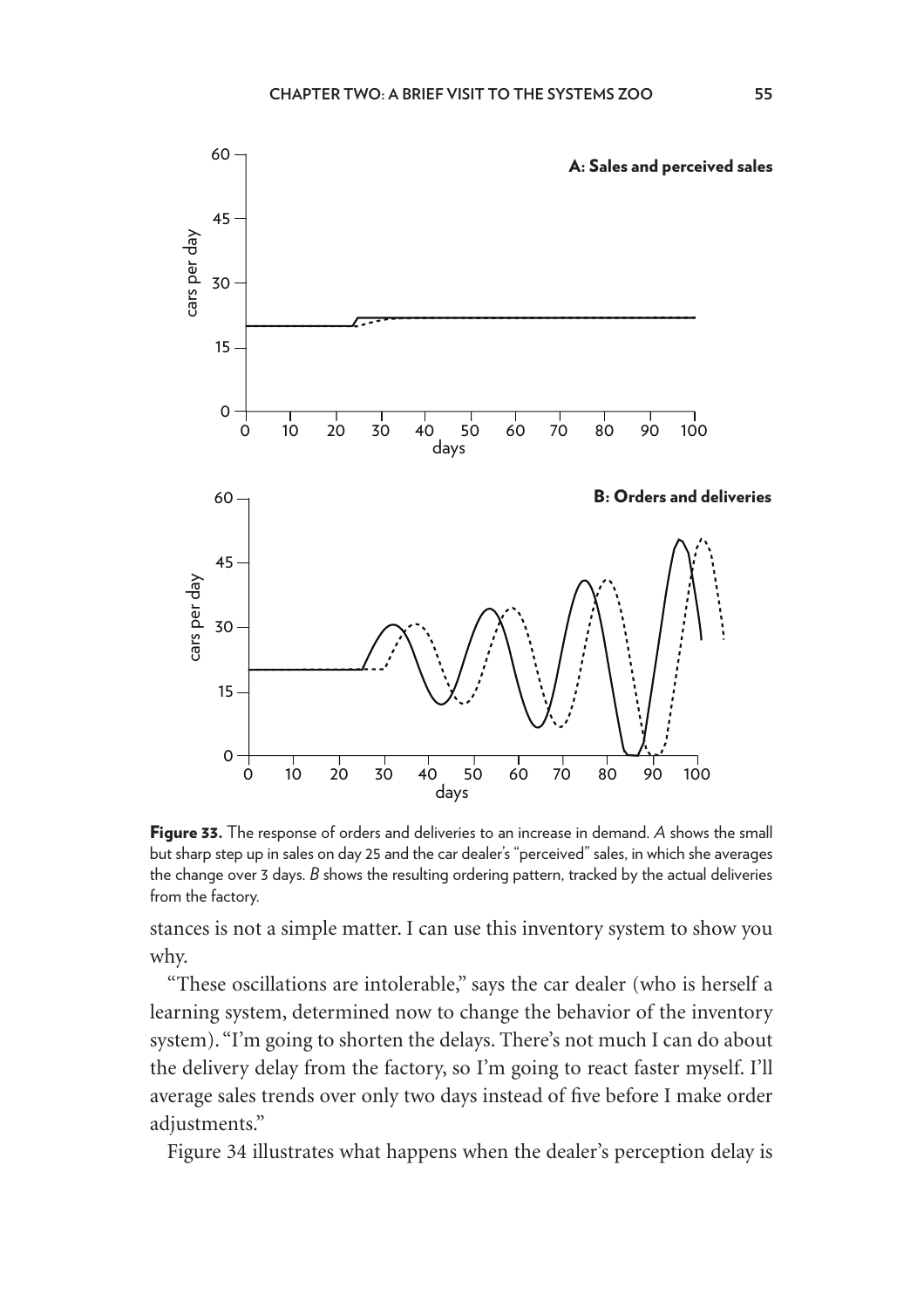Figure 33. The response of orders and deliveries to an increase in demand. *A* shows the small but sharp step up in sales on day 25 and the car dealer's "perceived" sales, in which she averages the change over 3 days. *B* shows the resulting ordering pattern, tracked by the actual deliveries from the factory.

stances is not a simple matter. I can use this inventory system to show you why.

"These oscillations are intolerable," says the car dealer (who is herself a learning system, determined now to change the behavior of the inventory system). "I'm going to shorten the delays. There's not much I can do about the delivery delay from the factory, so I'm going to react faster myself. I'll average sales trends over only two days instead of five before I make order adjustments."

Figure 34 illustrates what happens when the dealer's perception delay is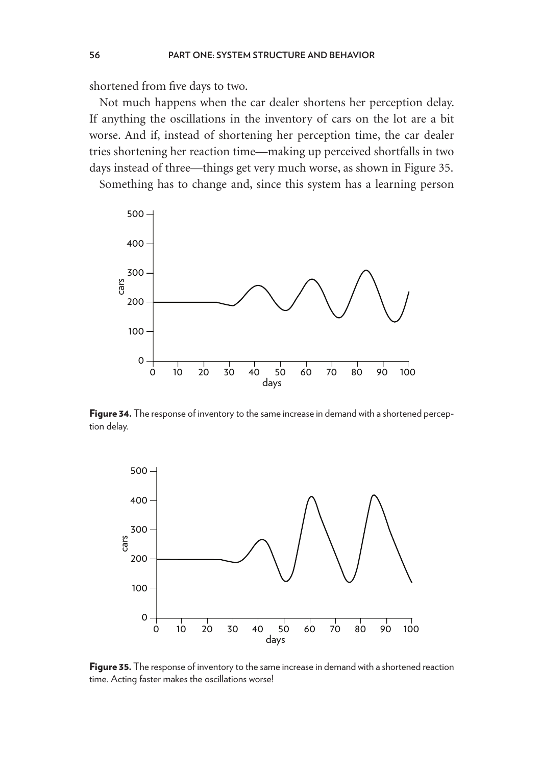shortened from five days to two.

Not much happens when the car dealer shortens her perception delay. If anything the oscillations in the inventory of cars on the lot are a bit worse. And if, instead of shortening her perception time, the car dealer tries shortening her reaction time—making up perceived shortfalls in two days instead of three—things get very much worse, as shown in Figure 35.

Something has to change and, since this system has a learning person

**Figure 34.** The response of inventory to the same increase in demand with a shortened perception delay.

**Figure 35.** The response of inventory to the same increase in demand with a shortened reaction time. Acting faster makes the oscillations worse!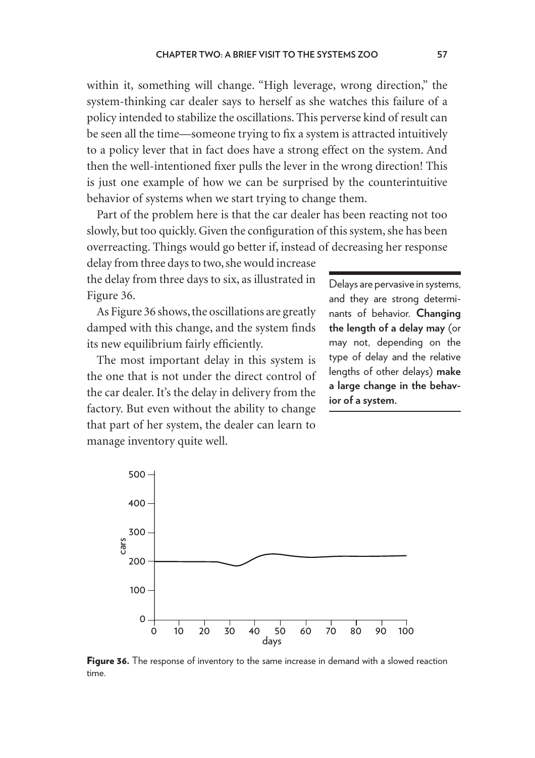within it, something will change. "High leverage, wrong direction," the system-thinking car dealer says to herself as she watches this failure of a policy intended to stabilize the oscillations. This perverse kind of result can be seen all the time—someone trying to fix a system is attracted intuitively to a policy lever that in fact does have a strong effect on the system. And then the well-intentioned fixer pulls the lever in the wrong direction! This is just one example of how we can be surprised by the counterintuitive behavior of systems when we start trying to change them.

Part of the problem here is that the car dealer has been reacting not too slowly, but too quickly. Given the configuration of this system, she has been overreacting. Things would go better if, instead of decreasing her response delay from three days to two, she would increase the delay from three days to six, as illustrated in Figure 36.

As Figure 36 shows, the oscillations are greatly damped with this change, and the system finds its new equilibrium fairly efficiently.

The most important delay in this system is the one that is not under the direct control of the car dealer. It's the delay in delivery from the factory. But even without the ability to change that part of her system, the dealer can learn to manage inventory quite well.

Delays are pervasive in systems, and they are strong determinants of behavior. **Changing the length of a delay may** (or may not, depending on the type of delay and the relative lengths of other delays) **make a large change in the behavior of a system.**

**Figure 36.** The response of inventory to the same increase in demand with a slowed reaction time.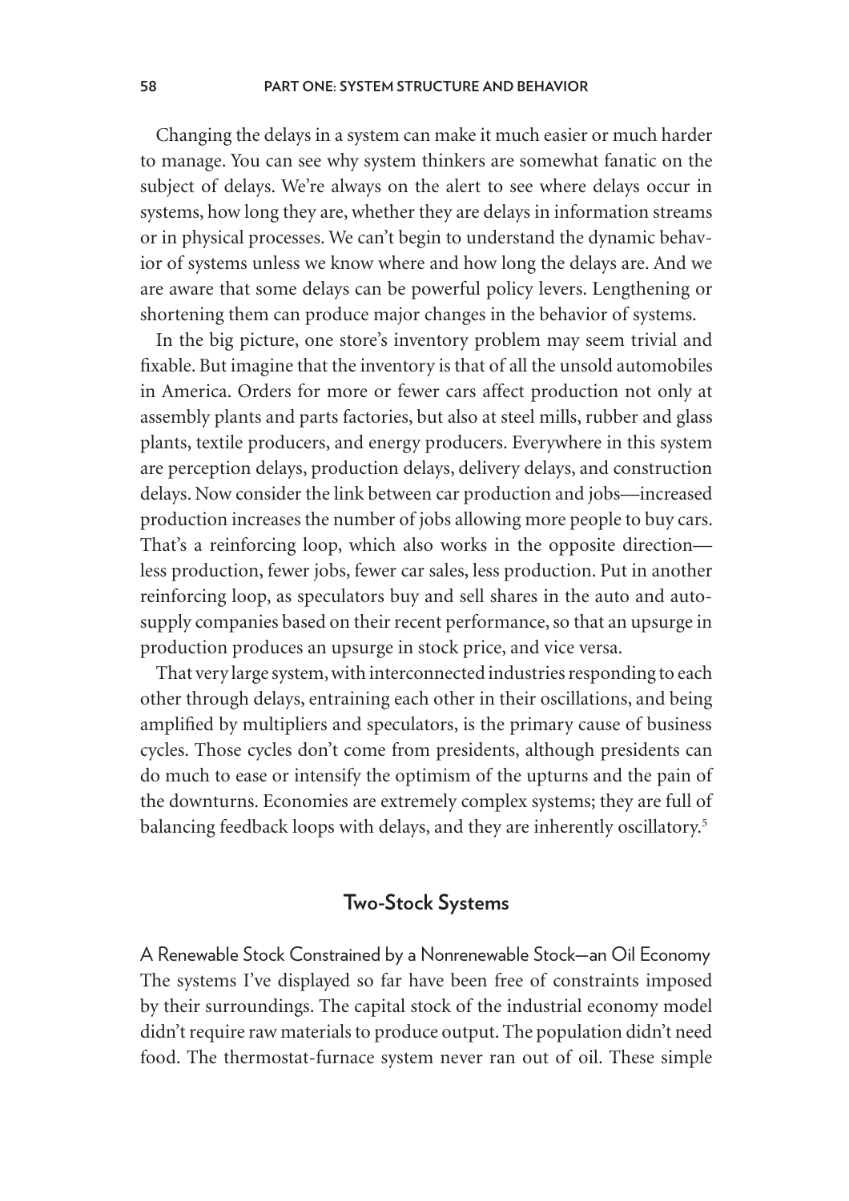Changing the delays in a system can make it much easier or much harder to manage. You can see why system thinkers are somewhat fanatic on the subject of delays. We're always on the alert to see where delays occur in systems, how long they are, whether they are delays in information streams or in physical processes. We can't begin to understand the dynamic behavior of systems unless we know where and how long the delays are. And we are aware that some delays can be powerful policy levers. Lengthening or shortening them can produce major changes in the behavior of systems.

In the big picture, one store's inventory problem may seem trivial and fixable. But imagine that the inventory is that of all the unsold automobiles in America. Orders for more or fewer cars affect production not only at assembly plants and parts factories, but also at steel mills, rubber and glass plants, textile producers, and energy producers. Everywhere in this system are perception delays, production delays, delivery delays, and construction delays. Now consider the link between car production and jobs—increased production increases the number of jobs allowing more people to buy cars. That's a reinforcing loop, which also works in the opposite direction—less production, fewer jobs, fewer car sales, less production. Put in another reinforcing loop, as speculators buy and sell shares in the auto and auto-supply companies based on their recent performance, so that an upsurge in production produces an upsurge in stock price, and vice versa.

That very large system, with interconnected industries responding to each other through delays, entraining each other in their oscillations, and being amplified by multipliers and speculators, is the primary cause of business cycles. Those cycles don't come from presidents, although presidents can do much to ease or intensify the optimism of the upturns and the pain of the downturns. Economies are extremely complex systems; they are full of balancing feedback loops with delays, and they are inherently oscillatory.[5]

## Two-Stock Systems

### A Renewable Stock Constrained by a Nonrenewable Stock—an Oil Economy

The systems I've displayed so far have been free of constraints imposed by their surroundings. The capital stock of the industrial economy model didn't require raw materials to produce output. The population didn't need food. The thermostat-furnace system never ran out of oil. These simple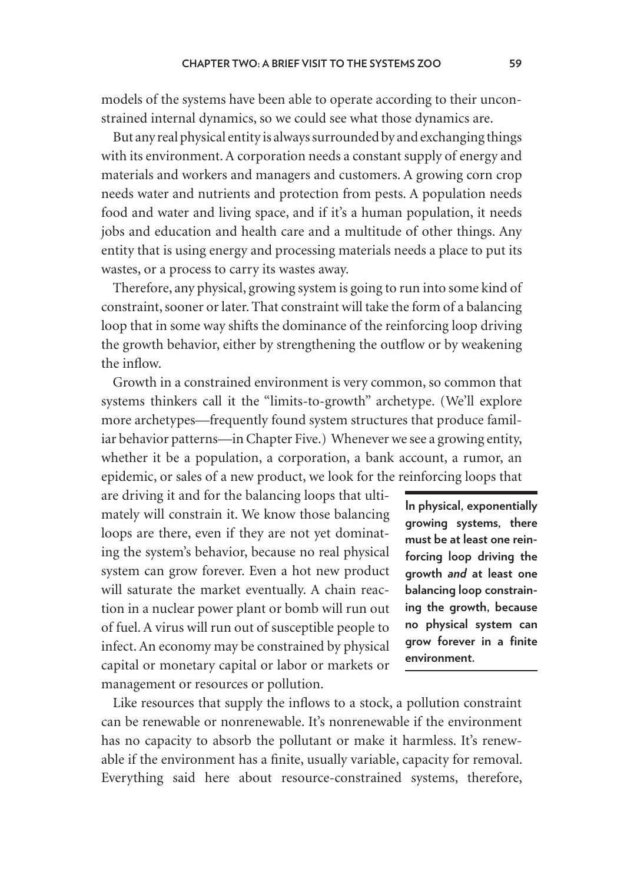models of the systems have been able to operate according to their unconstrained internal dynamics, so we could see what those dynamics are.

But any real physical entity is always surrounded by and exchanging things with its environment. A corporation needs a constant supply of energy and materials and workers and managers and customers. A growing corn crop needs water and nutrients and protection from pests. A population needs food and water and living space, and if it's a human population, it needs jobs and education and health care and a multitude of other things. Any entity that is using energy and processing materials needs a place to put its wastes, or a process to carry its wastes away.

Therefore, any physical, growing system is going to run into some kind of constraint, sooner or later. That constraint will take the form of a balancing loop that in some way shifts the dominance of the reinforcing loop driving the growth behavior, either by strengthening the outflow or by weakening the inflow.

Growth in a constrained environment is very common, so common that systems thinkers call it the "limits-to-growth" archetype. (We'll explore more archetypes—frequently found system structures that produce familiar behavior patterns—in Chapter Five.) Whenever we see a growing entity, whether it be a population, a corporation, a bank account, a rumor, an epidemic, or sales of a new product, we look for the reinforcing loops that are driving it and for the balancing loops that ultimately will constrain it. We know those balancing loops are there, even if they are not yet dominating the system's behavior, because no real physical system can grow forever. Even a hot new product will saturate the market eventually. A chain reaction in a nuclear power plant or bomb will run out of fuel. A virus will run out of susceptible people to infect. An economy may be constrained by physical capital or monetary capital or labor or markets or management or resources or pollution.

**In physical, exponentially growing systems, there must be at least one reinforcing loop driving the growth *and* at least one balancing loop constraining the growth, because no physical system can grow forever in a finite environment.**

Like resources that supply the inflows to a stock, a pollution constraint can be renewable or nonrenewable. It's nonrenewable if the environment has no capacity to absorb the pollutant or make it harmless. It's renewable if the environment has a finite, usually variable, capacity for removal. Everything said here about resource-constrained systems, therefore,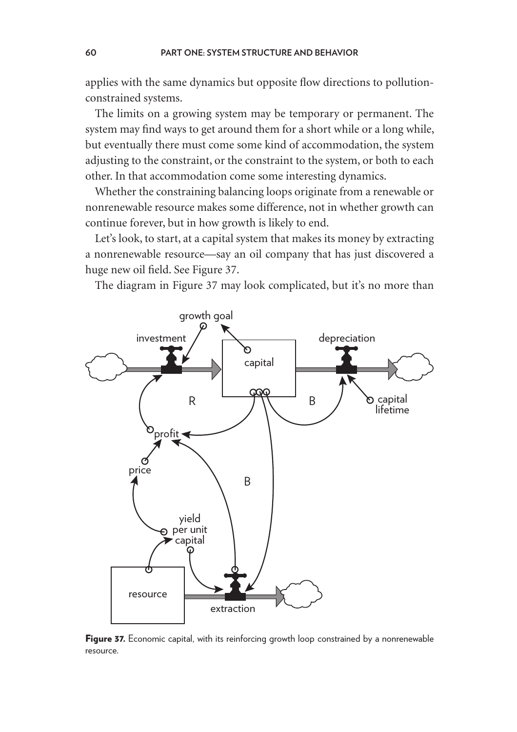applies with the same dynamics but opposite flow directions to pollution-constrained systems.

The limits on a growing system may be temporary or permanent. The system may find ways to get around them for a short while or a long while, but eventually there must come some kind of accommodation, the system adjusting to the constraint, or the constraint to the system, or both to each other. In that accommodation come some interesting dynamics.

Whether the constraining balancing loops originate from a renewable or nonrenewable resource makes some difference, not in whether growth can continue forever, but in how growth is likely to end.

Let's look, to start, at a capital system that makes its money by extracting a nonrenewable resource—say an oil company that has just discovered a huge new oil field. See Figure 37.

The diagram in Figure 37 may look complicated, but it's no more than

**Figure 37.** Economic capital, with its reinforcing growth loop constrained by a nonrenewable resource.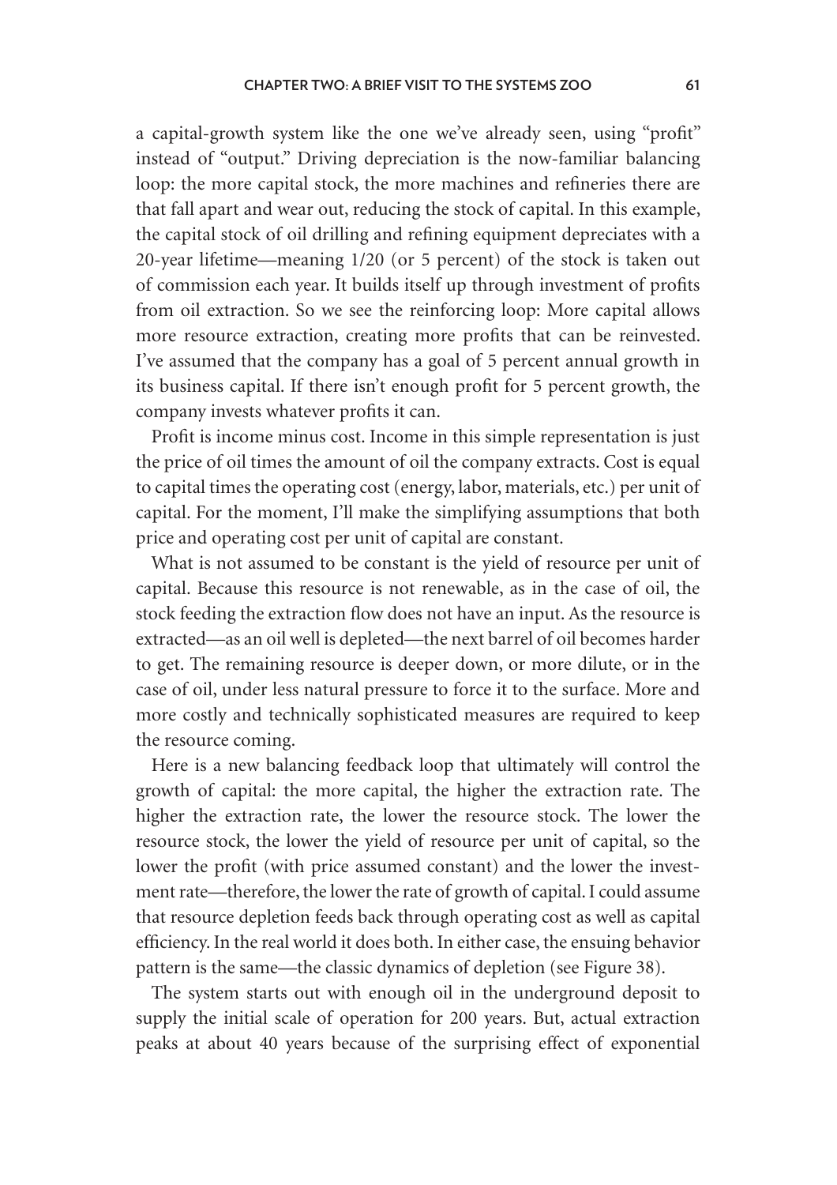a capital-growth system like the one we've already seen, using "profit" instead of "output." Driving depreciation is the now-familiar balancing loop: the more capital stock, the more machines and refineries there are that fall apart and wear out, reducing the stock of capital. In this example, the capital stock of oil drilling and refining equipment depreciates with a 20-year lifetime—meaning 1/20 (or 5 percent) of the stock is taken out of commission each year. It builds itself up through investment of profits from oil extraction. So we see the reinforcing loop: More capital allows more resource extraction, creating more profits that can be reinvested. I've assumed that the company has a goal of 5 percent annual growth in its business capital. If there isn't enough profit for 5 percent growth, the company invests whatever profits it can.

Profit is income minus cost. Income in this simple representation is just the price of oil times the amount of oil the company extracts. Cost is equal to capital times the operating cost (energy, labor, materials, etc.) per unit of capital. For the moment, I'll make the simplifying assumptions that both price and operating cost per unit of capital are constant.

What is not assumed to be constant is the yield of resource per unit of capital. Because this resource is not renewable, as in the case of oil, the stock feeding the extraction flow does not have an input. As the resource is extracted—as an oil well is depleted—the next barrel of oil becomes harder to get. The remaining resource is deeper down, or more dilute, or in the case of oil, under less natural pressure to force it to the surface. More and more costly and technically sophisticated measures are required to keep the resource coming.

Here is a new balancing feedback loop that ultimately will control the growth of capital: the more capital, the higher the extraction rate. The higher the extraction rate, the lower the resource stock. The lower the resource stock, the lower the yield of resource per unit of capital, so the lower the profit (with price assumed constant) and the lower the investment rate—therefore, the lower the rate of growth of capital. I could assume that resource depletion feeds back through operating cost as well as capital efficiency. In the real world it does both. In either case, the ensuing behavior pattern is the same—the classic dynamics of depletion (see Figure 38).

The system starts out with enough oil in the underground deposit to supply the initial scale of operation for 200 years. But, actual extraction peaks at about 40 years because of the surprising effect of exponential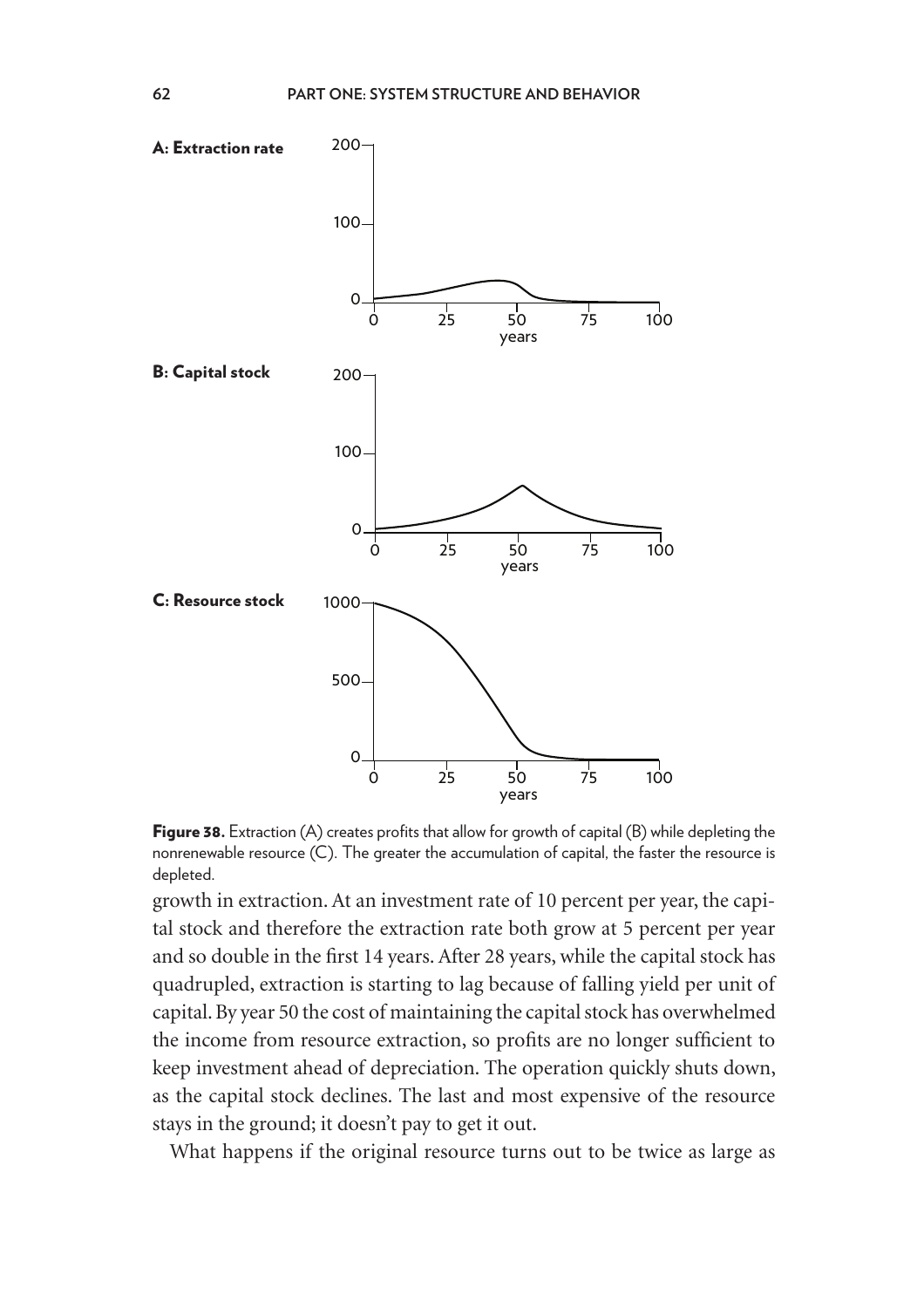**Figure 38.** Extraction (A) creates profits that allow for growth of capital (B) while depleting the nonrenewable resource (C). The greater the accumulation of capital, the faster the resource is depleted.

growth in extraction. At an investment rate of 10 percent per year, the capital stock and therefore the extraction rate both grow at 5 percent per year and so double in the first 14 years. After 28 years, while the capital stock has quadrupled, extraction is starting to lag because of falling yield per unit of capital. By year 50 the cost of maintaining the capital stock has overwhelmed the income from resource extraction, so profits are no longer sufficient to keep investment ahead of depreciation. The operation quickly shuts down, as the capital stock declines. The last and most expensive of the resource stays in the ground; it doesn't pay to get it out.

What happens if the original resource turns out to be twice as large as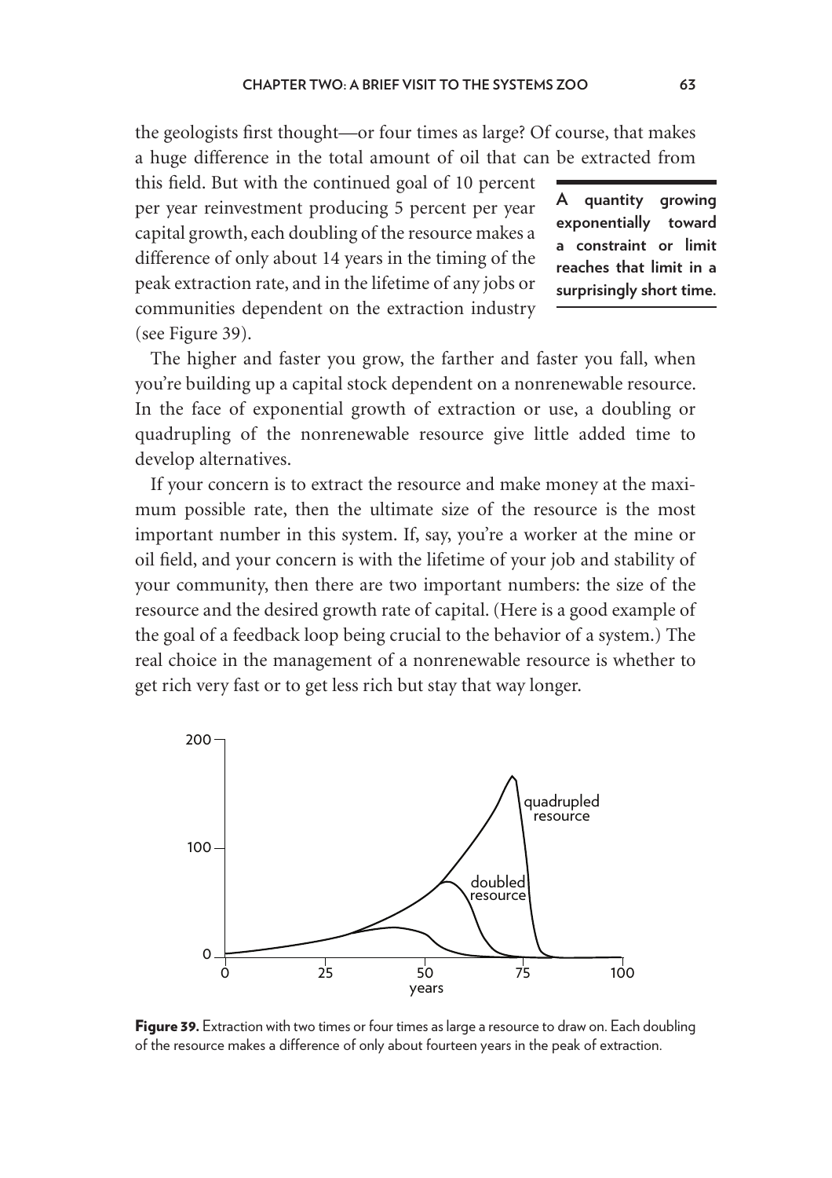the geologists first thought—or four times as large? Of course, that makes a huge difference in the total amount of oil that can be extracted from this field. But with the continued goal of 10 percent per year reinvestment producing 5 percent per year capital growth, each doubling of the resource makes a difference of only about 14 years in the timing of the peak extraction rate, and in the lifetime of any jobs or communities dependent on the extraction industry (see Figure 39).

**A quantity growing exponentially toward a constraint or limit reaches that limit in a surprisingly short time.**

The higher and faster you grow, the farther and faster you fall, when you're building up a capital stock dependent on a nonrenewable resource. In the face of exponential growth of extraction or use, a doubling or quadrupling of the nonrenewable resource give little added time to develop alternatives.

If your concern is to extract the resource and make money at the maximum possible rate, then the ultimate size of the resource is the most important number in this system. If, say, you're a worker at the mine or oil field, and your concern is with the lifetime of your job and stability of your community, then there are two important numbers: the size of the resource and the desired growth rate of capital. (Here is a good example of the goal of a feedback loop being crucial to the behavior of a system.) The real choice in the management of a nonrenewable resource is whether to get rich very fast or to get less rich but stay that way longer.

**Figure 39.** Extraction with two times or four times as large a resource to draw on. Each doubling of the resource makes a difference of only about fourteen years in the peak of extraction.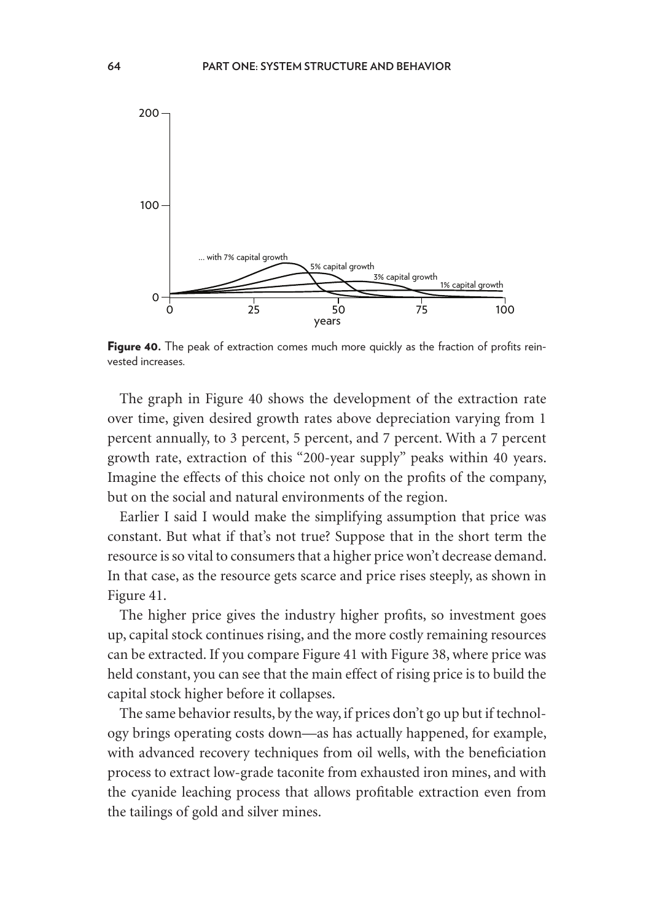Figure 40. The peak of extraction comes much more quickly as the fraction of profits reinvested increases.

The graph in Figure 40 shows the development of the extraction rate over time, given desired growth rates above depreciation varying from 1 percent annually, to 3 percent, 5 percent, and 7 percent. With a 7 percent growth rate, extraction of this "200-year supply" peaks within 40 years. Imagine the effects of this choice not only on the profits of the company, but on the social and natural environments of the region.

Earlier I said I would make the simplifying assumption that price was constant. But what if that's not true? Suppose that in the short term the resource is so vital to consumers that a higher price won't decrease demand. In that case, as the resource gets scarce and price rises steeply, as shown in Figure 41.

The higher price gives the industry higher profits, so investment goes up, capital stock continues rising, and the more costly remaining resources can be extracted. If you compare Figure 41 with Figure 38, where price was held constant, you can see that the main effect of rising price is to build the capital stock higher before it collapses.

The same behavior results, by the way, if prices don't go up but if technology brings operating costs down—as has actually happened, for example, with advanced recovery techniques from oil wells, with the beneficiation process to extract low-grade taconite from exhausted iron mines, and with the cyanide leaching process that allows profitable extraction even from the tailings of gold and silver mines.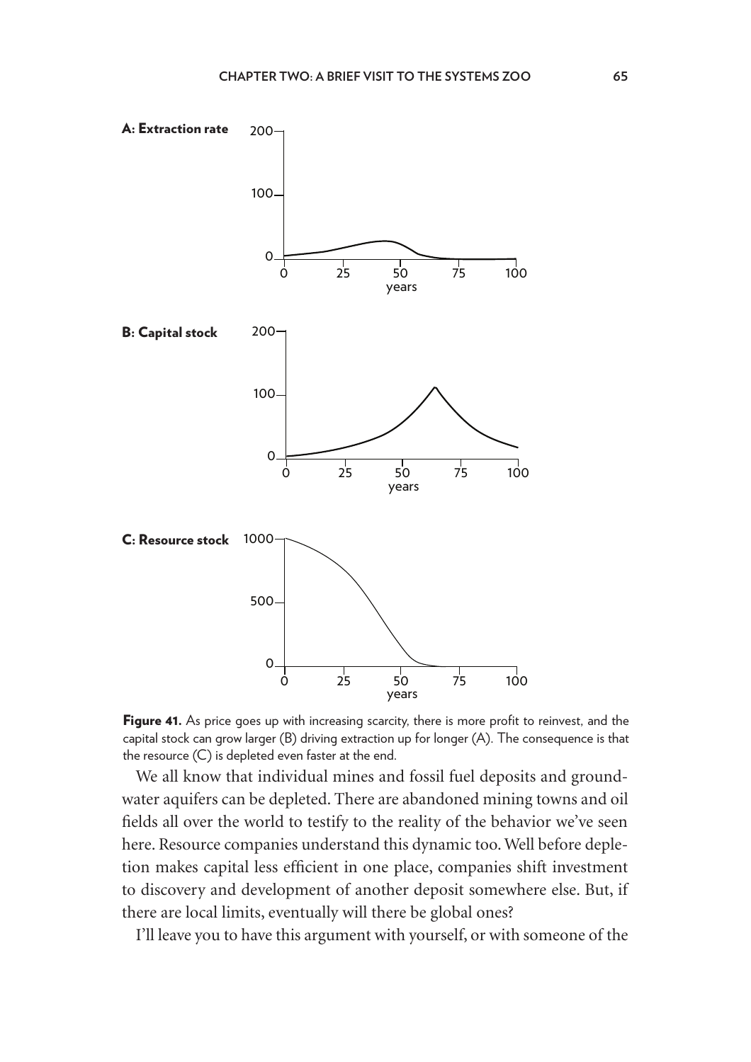**Figure 41.** As price goes up with increasing scarcity, there is more profit to reinvest, and the capital stock can grow larger (B) driving extraction up for longer (A). The consequence is that the resource (C) is depleted even faster at the end.

We all know that individual mines and fossil fuel deposits and groundwater aquifers can be depleted. There are abandoned mining towns and oil fields all over the world to testify to the reality of the behavior we've seen here. Resource companies understand this dynamic too. Well before depletion makes capital less efficient in one place, companies shift investment to discovery and development of another deposit somewhere else. But, if there are local limits, eventually will there be global ones?

I'll leave you to have this argument with yourself, or with someone of the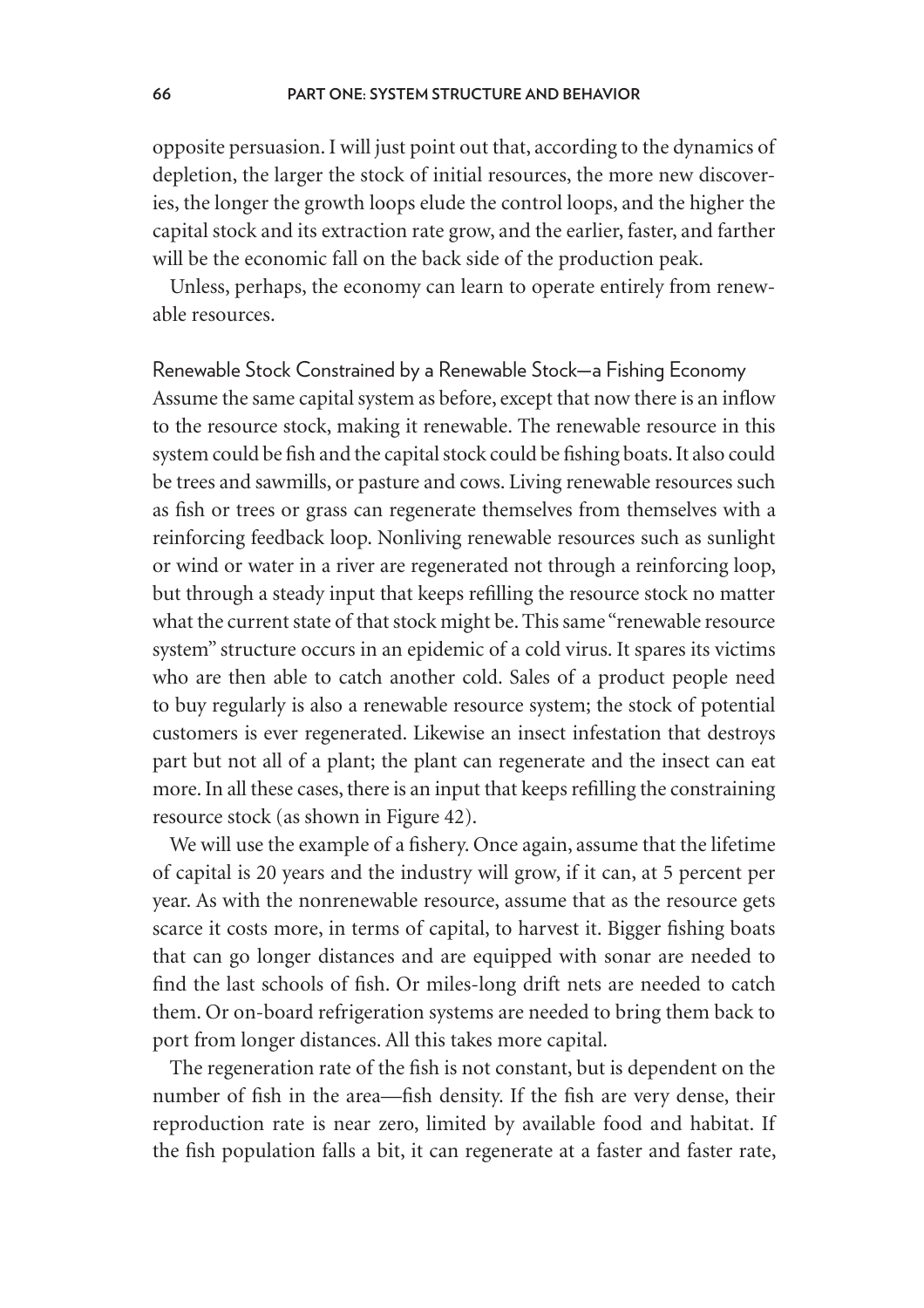opposite persuasion. I will just point out that, according to the dynamics of depletion, the larger the stock of initial resources, the more new discoveries, the longer the growth loops elude the control loops, and the higher the capital stock and its extraction rate grow, and the earlier, faster, and farther will be the economic fall on the back side of the production peak.

Unless, perhaps, the economy can learn to operate entirely from renewable resources.

### Renewable Stock Constrained by a Renewable Stock—a Fishing Economy

Assume the same capital system as before, except that now there is an inflow to the resource stock, making it renewable. The renewable resource in this system could be fish and the capital stock could be fishing boats. It also could be trees and sawmills, or pasture and cows. Living renewable resources such as fish or trees or grass can regenerate themselves from themselves with a reinforcing feedback loop. Nonliving renewable resources such as sunlight or wind or water in a river are regenerated not through a reinforcing loop, but through a steady input that keeps refilling the resource stock no matter what the current state of that stock might be. This same "renewable resource system" structure occurs in an epidemic of a cold virus. It spares its victims who are then able to catch another cold. Sales of a product people need to buy regularly is also a renewable resource system; the stock of potential customers is ever regenerated. Likewise an insect infestation that destroys part but not all of a plant; the plant can regenerate and the insect can eat more. In all these cases, there is an input that keeps refilling the constraining resource stock (as shown in Figure 42).

We will use the example of a fishery. Once again, assume that the lifetime of capital is 20 years and the industry will grow, if it can, at 5 percent per year. As with the nonrenewable resource, assume that as the resource gets scarce it costs more, in terms of capital, to harvest it. Bigger fishing boats that can go longer distances and are equipped with sonar are needed to find the last schools of fish. Or miles-long drift nets are needed to catch them. Or on-board refrigeration systems are needed to bring them back to port from longer distances. All this takes more capital.

The regeneration rate of the fish is not constant, but is dependent on the number of fish in the area—fish density. If the fish are very dense, their reproduction rate is near zero, limited by available food and habitat. If the fish population falls a bit, it can regenerate at a faster and faster rate,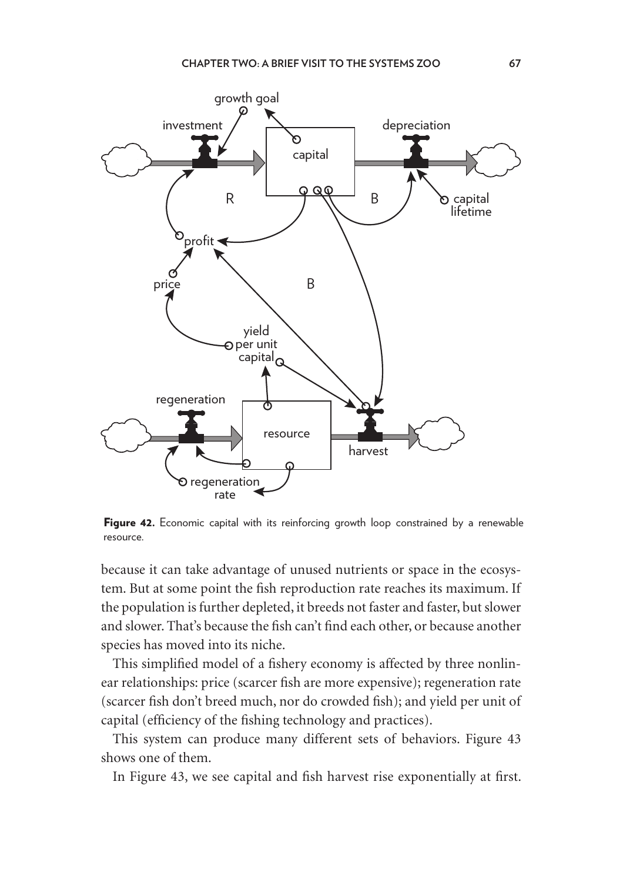**Figure 42.** Economic capital with its reinforcing growth loop constrained by a renewable resource.

because it can take advantage of unused nutrients or space in the ecosystem. But at some point the fish reproduction rate reaches its maximum. If the population is further depleted, it breeds not faster and faster, but slower and slower. That's because the fish can't find each other, or because another species has moved into its niche.

This simplified model of a fishery economy is affected by three nonlinear relationships: price (scarcer fish are more expensive); regeneration rate (scarcer fish don't breed much, nor do crowded fish); and yield per unit of capital (efficiency of the fishing technology and practices).

This system can produce many different sets of behaviors. Figure 43 shows one of them.

In Figure 43, we see capital and fish harvest rise exponentially at first.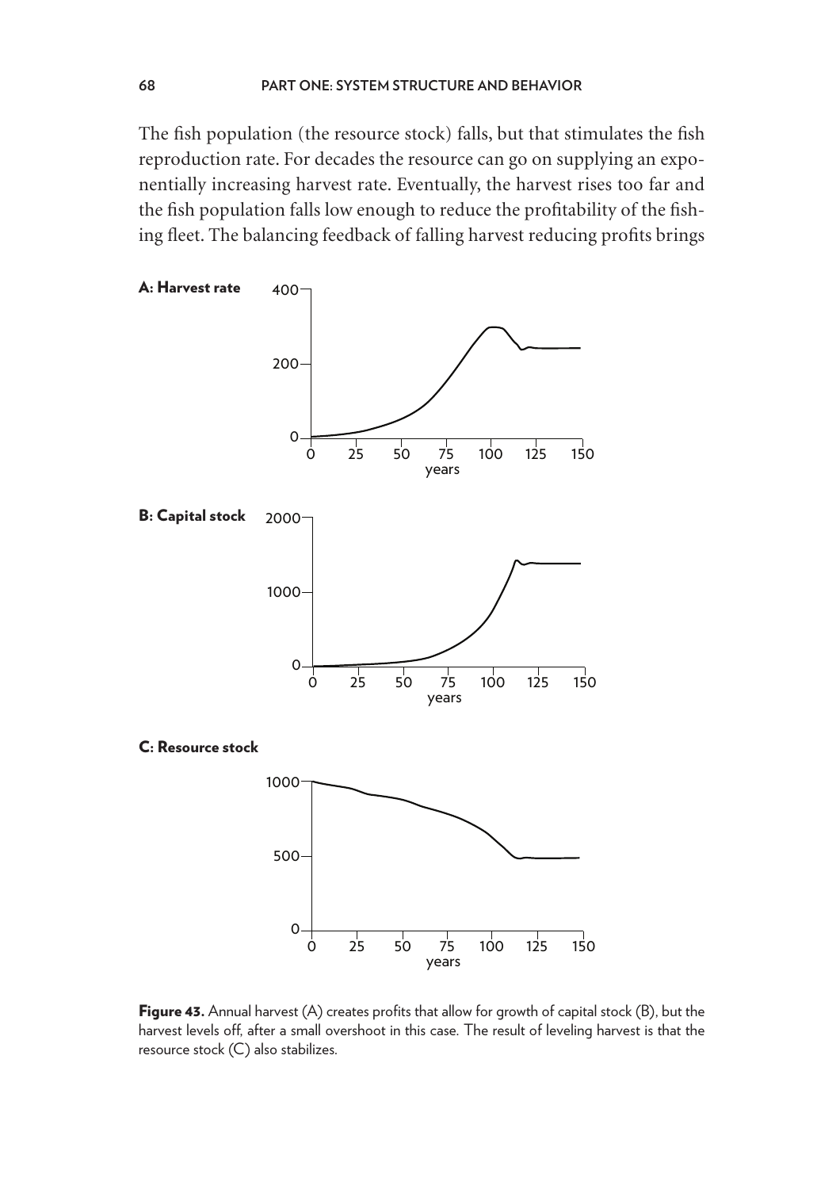The fish population (the resource stock) falls, but that stimulates the fish reproduction rate. For decades the resource can go on supplying an exponentially increasing harvest rate. Eventually, the harvest rises too far and the fish population falls low enough to reduce the profitability of the fishing fleet. The balancing feedback of falling harvest reducing profits brings

**A: Harvest rate**

**B: Capital stock**

**C: Resource stock**

**Figure 43.** Annual harvest (A) creates profits that allow for growth of capital stock (B), but the harvest levels off, after a small overshoot in this case. The result of leveling harvest is that the resource stock (C) also stabilizes.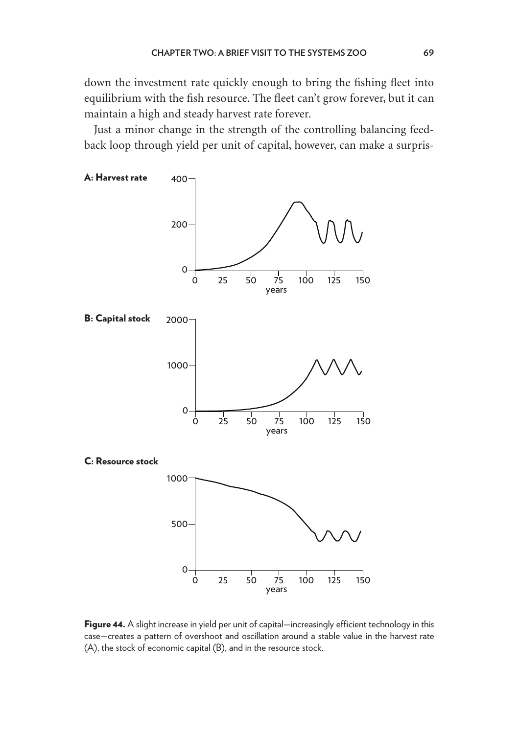down the investment rate quickly enough to bring the fishing fleet into equilibrium with the fish resource. The fleet can't grow forever, but it can maintain a high and steady harvest rate forever.

Just a minor change in the strength of the controlling balancing feedback loop through yield per unit of capital, however, can make a surpris-

**A: Harvest rate**

**B: Capital stock**

**C: Resource stock**

**Figure 44.** A slight increase in yield per unit of capital—increasingly efficient technology in this case—creates a pattern of overshoot and oscillation around a stable value in the harvest rate (A), the stock of economic capital (B), and in the resource stock.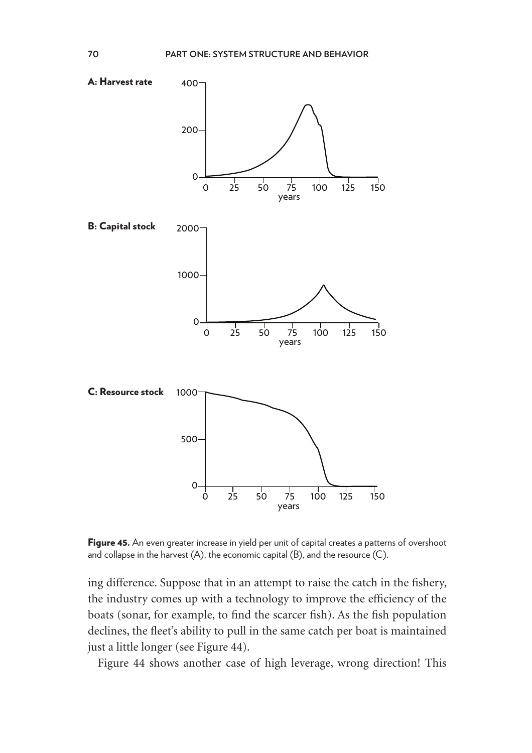**A: Harvest rate**

**B: Capital stock**

**C: Resource stock**

**Figure 45.** An even greater increase in yield per unit of capital creates a patterns of overshoot and collapse in the harvest (A), the economic capital (B), and the resource (C).

ing difference. Suppose that in an attempt to raise the catch in the fishery, the industry comes up with a technology to improve the efficiency of the boats (sonar, for example, to find the scarcer fish). As the fish population declines, the fleet's ability to pull in the same catch per boat is maintained just a little longer (see Figure 44).

Figure 44 shows another case of high leverage, wrong direction! This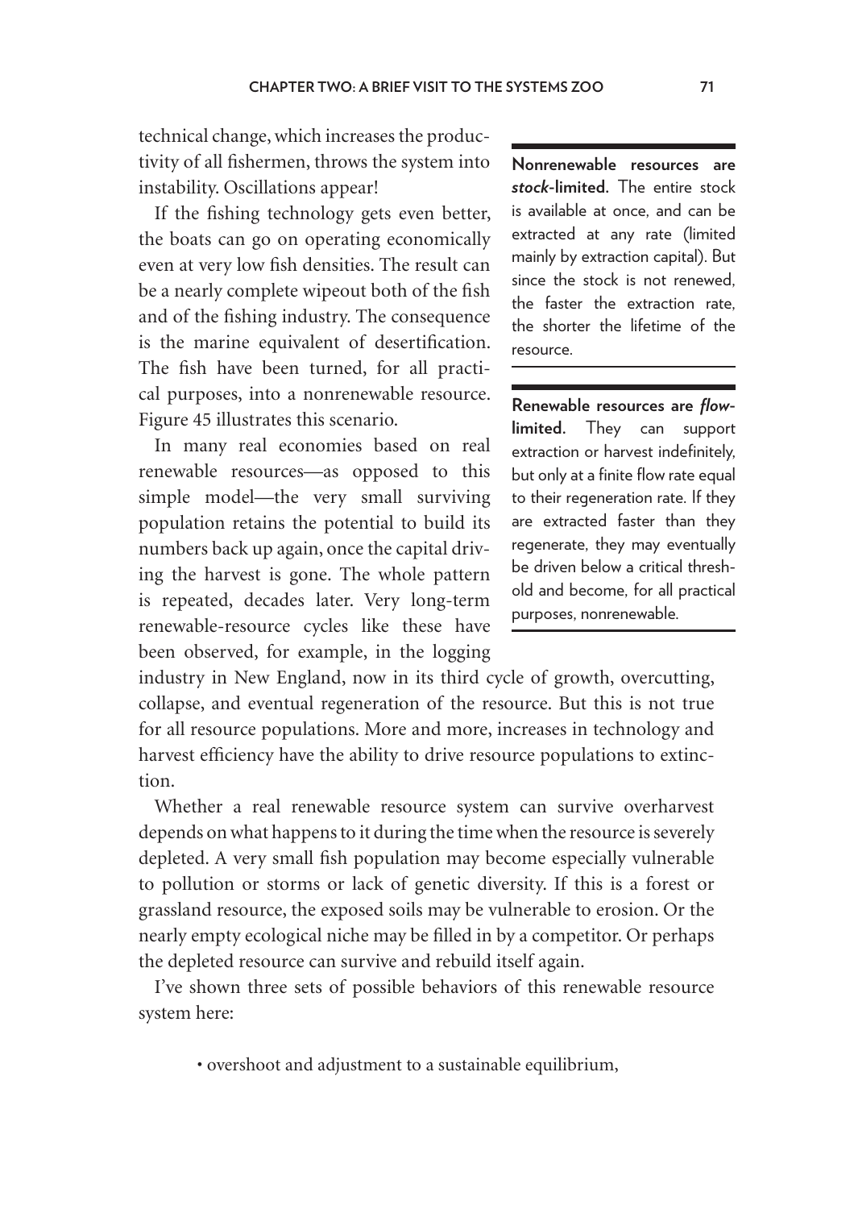technical change, which increases the productivity of all fishermen, throws the system into instability. Oscillations appear!

If the fishing technology gets even better, the boats can go on operating economically even at very low fish densities. The result can be a nearly complete wipeout both of the fish and of the fishing industry. The consequence is the marine equivalent of desertification. The fish have been turned, for all practical purposes, into a nonrenewable resource. Figure 45 illustrates this scenario.

In many real economies based on real renewable resources—as opposed to this simple model—the very small surviving population retains the potential to build its numbers back up again, once the capital driving the harvest is gone. The whole pattern is repeated, decades later. Very long-term renewable-resource cycles like these have been observed, for example, in the logging industry in New England, now in its third cycle of growth, overcutting, collapse, and eventual regeneration of the resource. But this is not true for all resource populations. More and more, increases in technology and harvest efficiency have the ability to drive resource populations to extinction.

> **Nonrenewable resources are *stock*-limited.** The entire stock is available at once, and can be extracted at any rate (limited mainly by extraction capital). But since the stock is not renewed, the faster the extraction rate, the shorter the lifetime of the resource.

> **Renewable resources are *flow*-limited.** They can support extraction or harvest indefinitely, but only at a finite flow rate equal to their regeneration rate. If they are extracted faster than they regenerate, they may eventually be driven below a critical threshold and become, for all practical purposes, nonrenewable.

Whether a real renewable resource system can survive overharvest depends on what happens to it during the time when the resource is severely depleted. A very small fish population may become especially vulnerable to pollution or storms or lack of genetic diversity. If this is a forest or grassland resource, the exposed soils may be vulnerable to erosion. Or the nearly empty ecological niche may be filled in by a competitor. Or perhaps the depleted resource can survive and rebuild itself again.

I've shown three sets of possible behaviors of this renewable resource system here:

- overshoot and adjustment to a sustainable equilibrium,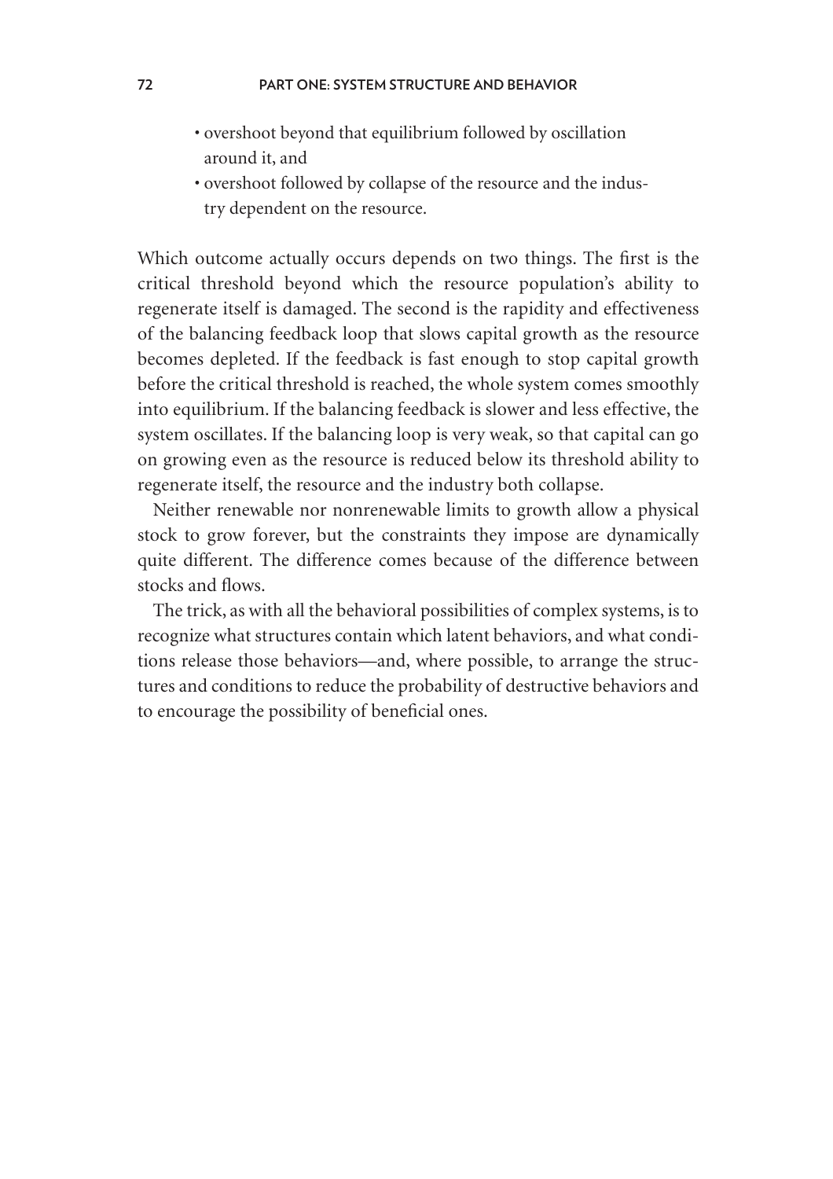- overshoot beyond that equilibrium followed by oscillation around it, and
- overshoot followed by collapse of the resource and the industry dependent on the resource.

Which outcome actually occurs depends on two things. The first is the critical threshold beyond which the resource population's ability to regenerate itself is damaged. The second is the rapidity and effectiveness of the balancing feedback loop that slows capital growth as the resource becomes depleted. If the feedback is fast enough to stop capital growth before the critical threshold is reached, the whole system comes smoothly into equilibrium. If the balancing feedback is slower and less effective, the system oscillates. If the balancing loop is very weak, so that capital can go on growing even as the resource is reduced below its threshold ability to regenerate itself, the resource and the industry both collapse.

Neither renewable nor nonrenewable limits to growth allow a physical stock to grow forever, but the constraints they impose are dynamically quite different. The difference comes because of the difference between stocks and flows.

The trick, as with all the behavioral possibilities of complex systems, is to recognize what structures contain which latent behaviors, and what conditions release those behaviors—and, where possible, to arrange the structures and conditions to reduce the probability of destructive behaviors and to encourage the possibility of beneficial ones.